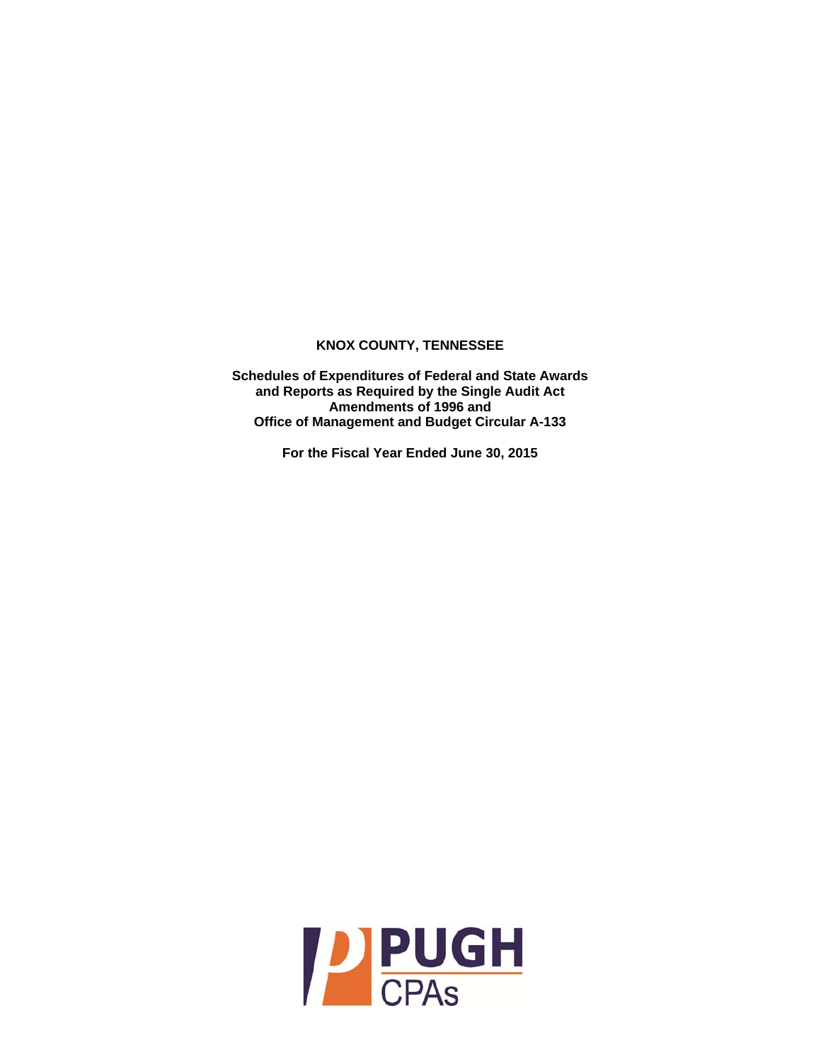# KNOX COUNTY, TENNESSEE

**Schedules of Expenditures of Federal and State Awards and Reports as Required by the Single Audit Act Amendments of 1996 and Office of Management and Budget Circular A-133**

**For the Fiscal Year Ended June 30, 2015**

PUGH CPAs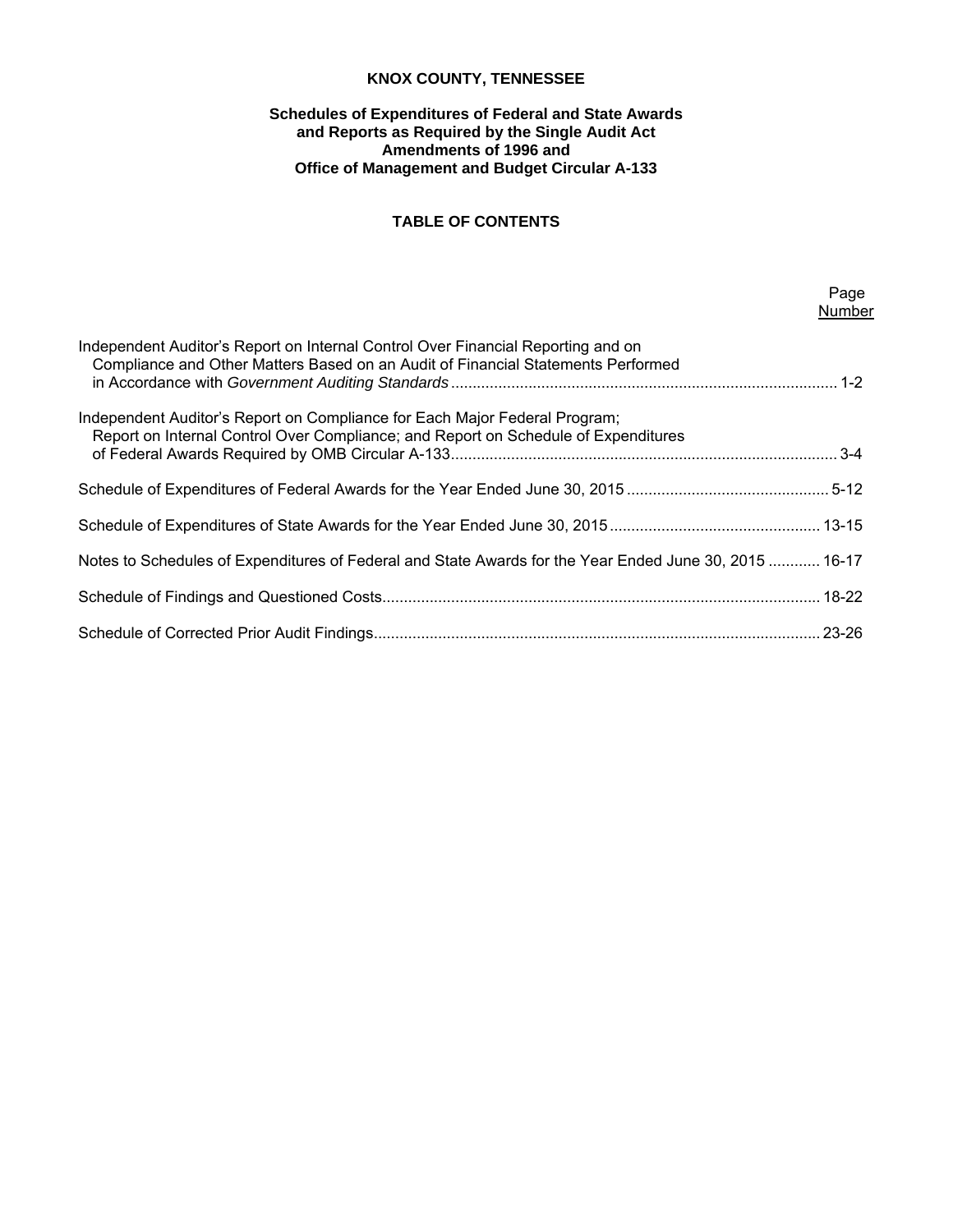# KNOX COUNTY, TENNESSEE

## Schedules of Expenditures of Federal and State Awards and Reports as Required by the Single Audit Act Amendments of 1996 and Office of Management and Budget Circular A-133

### TABLE OF CONTENTS

| | Page Number |
|---|---|
| Independent Auditor's Report on Internal Control Over Financial Reporting and on Compliance and Other Matters Based on an Audit of Financial Statements Performed in Accordance with *Government Auditing Standards* | 1-2 |
| Independent Auditor's Report on Compliance for Each Major Federal Program; Report on Internal Control Over Compliance; and Report on Schedule of Expenditures of Federal Awards Required by OMB Circular A-133 | 3-4 |
| Schedule of Expenditures of Federal Awards for the Year Ended June 30, 2015 | 5-12 |
| Schedule of Expenditures of State Awards for the Year Ended June 30, 2015 | 13-15 |
| Notes to Schedules of Expenditures of Federal and State Awards for the Year Ended June 30, 2015 | 16-17 |
| Schedule of Findings and Questioned Costs | 18-22 |
| Schedule of Corrected Prior Audit Findings | 23-26 |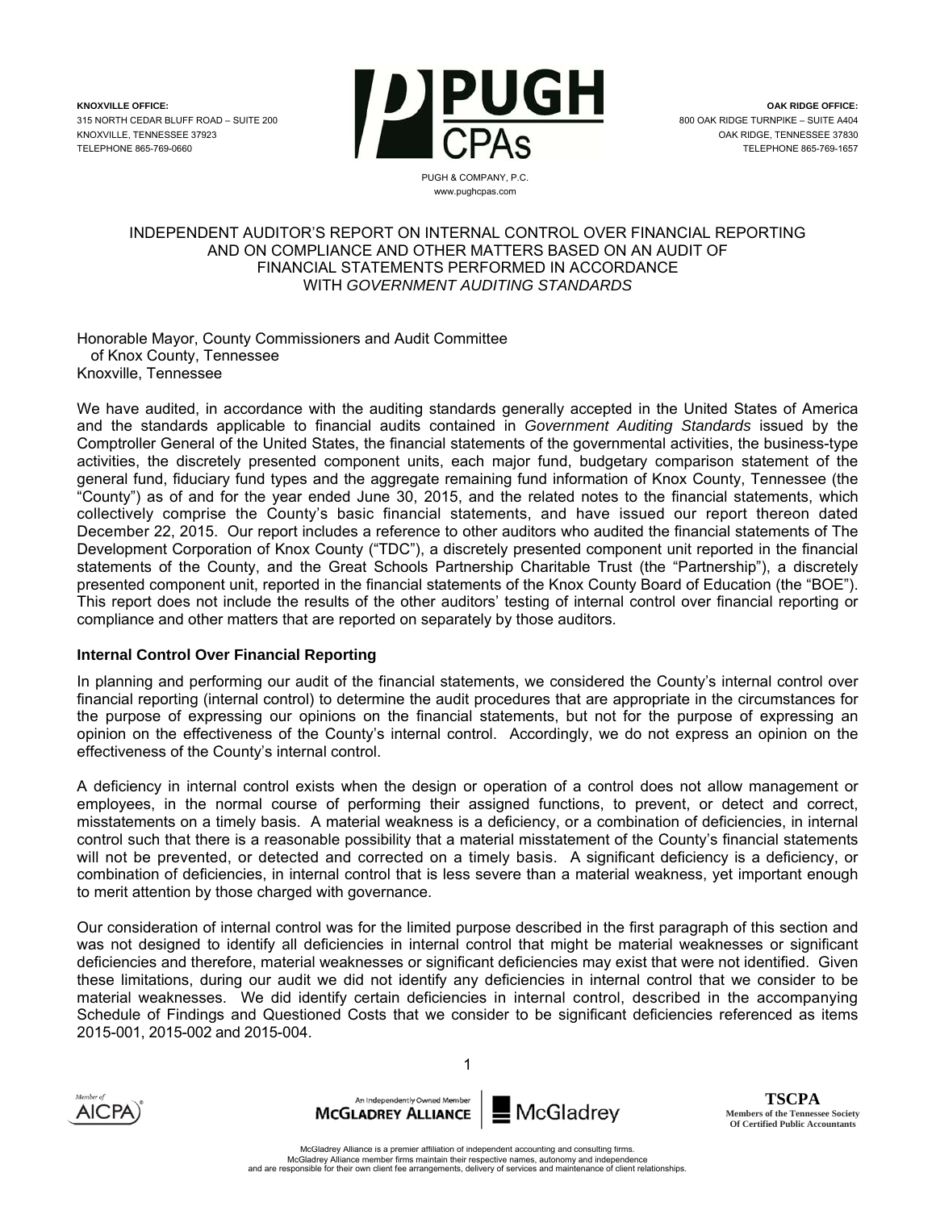KNOXVILLE OFFICE:
315 NORTH CEDAR BLUFF ROAD – SUITE 200
KNOXVILLE, TENNESSEE 37923
TELEPHONE 865-769-0660

PUGH CPAs

PUGH & COMPANY, P.C.
www.pughcpas.com

OAK RIDGE OFFICE:
800 OAK RIDGE TURNPIKE – SUITE A404
OAK RIDGE, TENNESSEE 37830
TELEPHONE 865-769-1657

# INDEPENDENT AUDITOR'S REPORT ON INTERNAL CONTROL OVER FINANCIAL REPORTING AND ON COMPLIANCE AND OTHER MATTERS BASED ON AN AUDIT OF FINANCIAL STATEMENTS PERFORMED IN ACCORDANCE WITH *GOVERNMENT AUDITING STANDARDS*

Honorable Mayor, County Commissioners and Audit Committee
of Knox County, Tennessee
Knoxville, Tennessee

We have audited, in accordance with the auditing standards generally accepted in the United States of America and the standards applicable to financial audits contained in *Government Auditing Standards* issued by the Comptroller General of the United States, the financial statements of the governmental activities, the business-type activities, the discretely presented component units, each major fund, budgetary comparison statement of the general fund, fiduciary fund types and the aggregate remaining fund information of Knox County, Tennessee (the "County") as of and for the year ended June 30, 2015, and the related notes to the financial statements, which collectively comprise the County's basic financial statements, and have issued our report thereon dated December 22, 2015. Our report includes a reference to other auditors who audited the financial statements of The Development Corporation of Knox County ("TDC"), a discretely presented component unit reported in the financial statements of the County, and the Great Schools Partnership Charitable Trust (the "Partnership"), a discretely presented component unit, reported in the financial statements of the Knox County Board of Education (the "BOE"). This report does not include the results of the other auditors' testing of internal control over financial reporting or compliance and other matters that are reported on separately by those auditors.

**Internal Control Over Financial Reporting**

In planning and performing our audit of the financial statements, we considered the County's internal control over financial reporting (internal control) to determine the audit procedures that are appropriate in the circumstances for the purpose of expressing our opinions on the financial statements, but not for the purpose of expressing an opinion on the effectiveness of the County's internal control. Accordingly, we do not express an opinion on the effectiveness of the County's internal control.

A deficiency in internal control exists when the design or operation of a control does not allow management or employees, in the normal course of performing their assigned functions, to prevent, or detect and correct, misstatements on a timely basis. A material weakness is a deficiency, or a combination of deficiencies, in internal control such that there is a reasonable possibility that a material misstatement of the County's financial statements will not be prevented, or detected and corrected on a timely basis. A significant deficiency is a deficiency, or combination of deficiencies, in internal control that is less severe than a material weakness, yet important enough to merit attention by those charged with governance.

Our consideration of internal control was for the limited purpose described in the first paragraph of this section and was not designed to identify all deficiencies in internal control that might be material weaknesses or significant deficiencies and therefore, material weaknesses or significant deficiencies may exist that were not identified. Given these limitations, during our audit we did not identify any deficiencies in internal control that we consider to be material weaknesses. We did identify certain deficiencies in internal control, described in the accompanying Schedule of Findings and Questioned Costs that we consider to be significant deficiencies referenced as items 2015-001, 2015-002 and 2015-004.

Member of AICPA

An Independently Owned Member McGLADREY ALLIANCE | McGladrey

TSCPA
Members of the Tennessee Society Of Certified Public Accountants

McGladrey Alliance is a premier affiliation of independent accounting and consulting firms.
McGladrey Alliance member firms maintain their respective names, autonomy and independence and are responsible for their own client fee arrangements, delivery of services and maintenance of client relationships.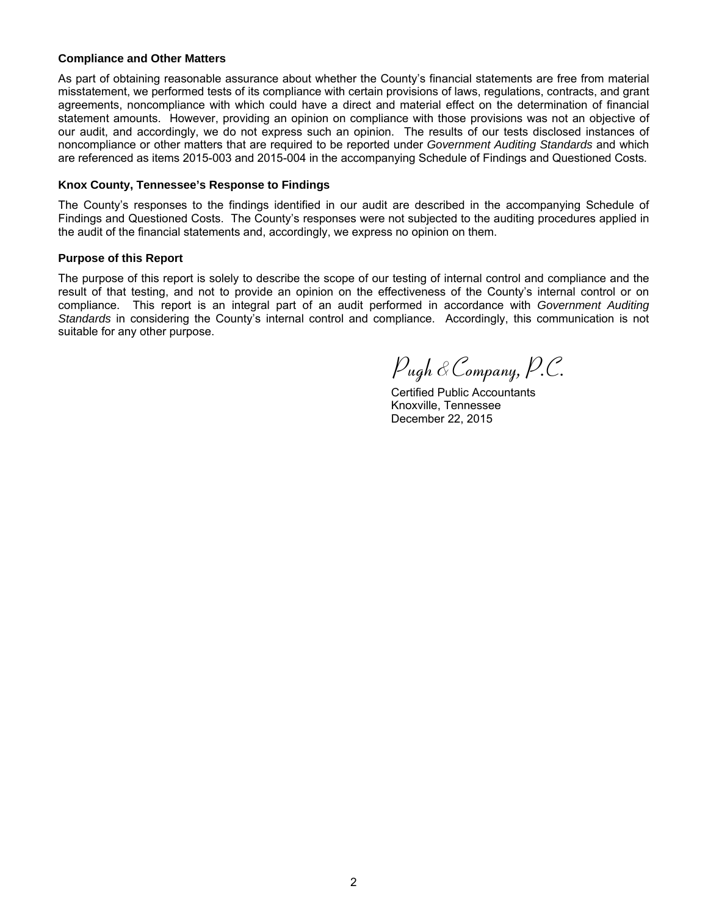### Compliance and Other Matters

As part of obtaining reasonable assurance about whether the County's financial statements are free from material misstatement, we performed tests of its compliance with certain provisions of laws, regulations, contracts, and grant agreements, noncompliance with which could have a direct and material effect on the determination of financial statement amounts. However, providing an opinion on compliance with those provisions was not an objective of our audit, and accordingly, we do not express such an opinion. The results of our tests disclosed instances of noncompliance or other matters that are required to be reported under *Government Auditing Standards* and which are referenced as items 2015-003 and 2015-004 in the accompanying Schedule of Findings and Questioned Costs.

### Knox County, Tennessee's Response to Findings

The County's responses to the findings identified in our audit are described in the accompanying Schedule of Findings and Questioned Costs. The County's responses were not subjected to the auditing procedures applied in the audit of the financial statements and, accordingly, we express no opinion on them.

### Purpose of this Report

The purpose of this report is solely to describe the scope of our testing of internal control and compliance and the result of that testing, and not to provide an opinion on the effectiveness of the County's internal control or on compliance. This report is an integral part of an audit performed in accordance with *Government Auditing Standards* in considering the County's internal control and compliance. Accordingly, this communication is not suitable for any other purpose.

*Pugh & Company, P.C.*

Certified Public Accountants
Knoxville, Tennessee
December 22, 2015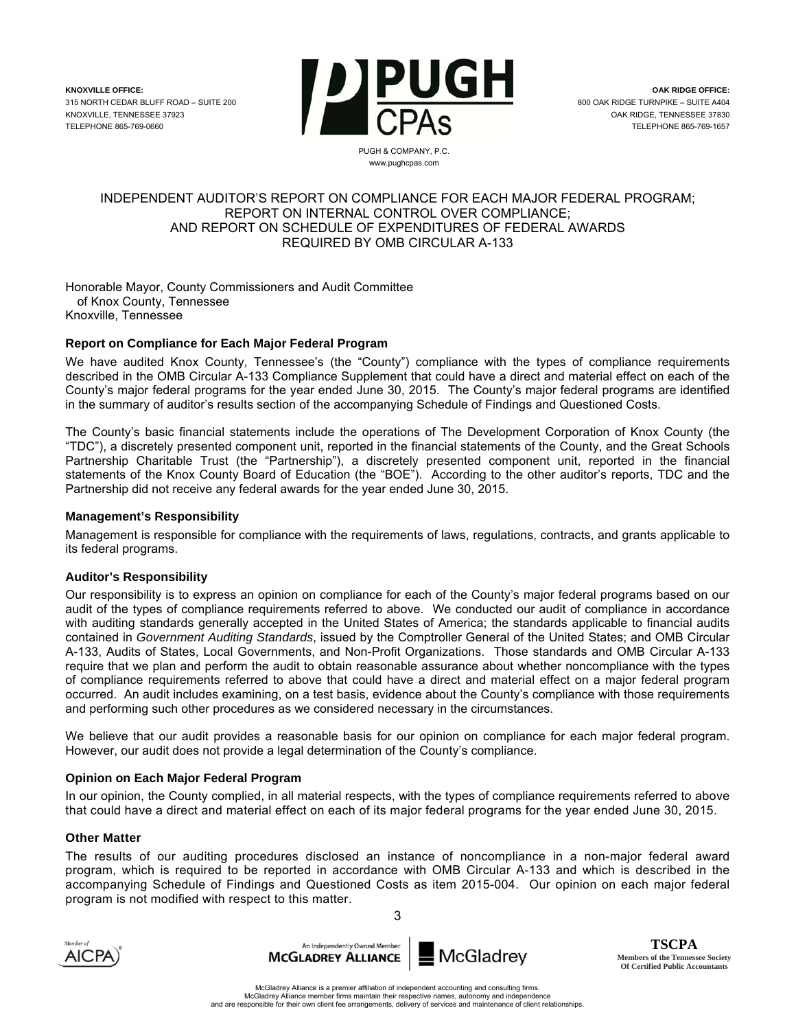KNOXVILLE OFFICE:
315 NORTH CEDAR BLUFF ROAD – SUITE 200
KNOXVILLE, TENNESSEE 37923
TELEPHONE 865-769-0660

PUGH CPAs
PUGH & COMPANY, P.C.
www.pughcpas.com

OAK RIDGE OFFICE:
800 OAK RIDGE TURNPIKE – SUITE A404
OAK RIDGE, TENNESSEE 37830
TELEPHONE 865-769-1657

# INDEPENDENT AUDITOR'S REPORT ON COMPLIANCE FOR EACH MAJOR FEDERAL PROGRAM; REPORT ON INTERNAL CONTROL OVER COMPLIANCE; AND REPORT ON SCHEDULE OF EXPENDITURES OF FEDERAL AWARDS REQUIRED BY OMB CIRCULAR A-133

Honorable Mayor, County Commissioners and Audit Committee
of Knox County, Tennessee
Knoxville, Tennessee

### Report on Compliance for Each Major Federal Program

We have audited Knox County, Tennessee's (the "County") compliance with the types of compliance requirements described in the OMB Circular A-133 Compliance Supplement that could have a direct and material effect on each of the County's major federal programs for the year ended June 30, 2015. The County's major federal programs are identified in the summary of auditor's results section of the accompanying Schedule of Findings and Questioned Costs.

The County's basic financial statements include the operations of The Development Corporation of Knox County (the "TDC"), a discretely presented component unit, reported in the financial statements of the County, and the Great Schools Partnership Charitable Trust (the "Partnership"), a discretely presented component unit, reported in the financial statements of the Knox County Board of Education (the "BOE"). According to the other auditor's reports, TDC and the Partnership did not receive any federal awards for the year ended June 30, 2015.

### Management's Responsibility

Management is responsible for compliance with the requirements of laws, regulations, contracts, and grants applicable to its federal programs.

### Auditor's Responsibility

Our responsibility is to express an opinion on compliance for each of the County's major federal programs based on our audit of the types of compliance requirements referred to above. We conducted our audit of compliance in accordance with auditing standards generally accepted in the United States of America; the standards applicable to financial audits contained in *Government Auditing Standards*, issued by the Comptroller General of the United States; and OMB Circular A-133, Audits of States, Local Governments, and Non-Profit Organizations. Those standards and OMB Circular A-133 require that we plan and perform the audit to obtain reasonable assurance about whether noncompliance with the types of compliance requirements referred to above that could have a direct and material effect on a major federal program occurred. An audit includes examining, on a test basis, evidence about the County's compliance with those requirements and performing such other procedures as we considered necessary in the circumstances.

We believe that our audit provides a reasonable basis for our opinion on compliance for each major federal program. However, our audit does not provide a legal determination of the County's compliance.

### Opinion on Each Major Federal Program

In our opinion, the County complied, in all material respects, with the types of compliance requirements referred to above that could have a direct and material effect on each of its major federal programs for the year ended June 30, 2015.

### Other Matter

The results of our auditing procedures disclosed an instance of noncompliance in a non-major federal award program, which is required to be reported in accordance with OMB Circular A-133 and which is described in the accompanying Schedule of Findings and Questioned Costs as item 2015-004. Our opinion on each major federal program is not modified with respect to this matter.

McGladrey Alliance is a premier affiliation of independent accounting and consulting firms.
McGladrey Alliance member firms maintain their respective names, autonomy and independence
and are responsible for their own client fee arrangements, delivery of services and maintenance of client relationships.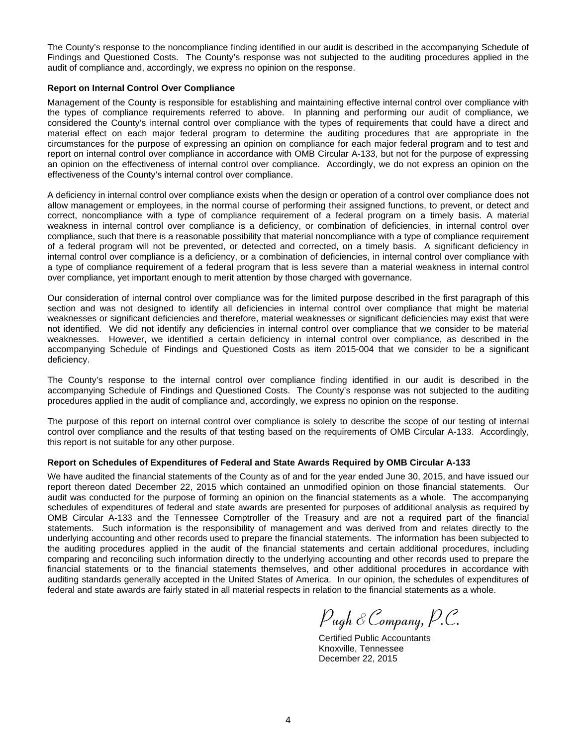The County's response to the noncompliance finding identified in our audit is described in the accompanying Schedule of Findings and Questioned Costs. The County's response was not subjected to the auditing procedures applied in the audit of compliance and, accordingly, we express no opinion on the response.

**Report on Internal Control Over Compliance**

Management of the County is responsible for establishing and maintaining effective internal control over compliance with the types of compliance requirements referred to above. In planning and performing our audit of compliance, we considered the County's internal control over compliance with the types of requirements that could have a direct and material effect on each major federal program to determine the auditing procedures that are appropriate in the circumstances for the purpose of expressing an opinion on compliance for each major federal program and to test and report on internal control over compliance in accordance with OMB Circular A-133, but not for the purpose of expressing an opinion on the effectiveness of internal control over compliance. Accordingly, we do not express an opinion on the effectiveness of the County's internal control over compliance.

A deficiency in internal control over compliance exists when the design or operation of a control over compliance does not allow management or employees, in the normal course of performing their assigned functions, to prevent, or detect and correct, noncompliance with a type of compliance requirement of a federal program on a timely basis. A material weakness in internal control over compliance is a deficiency, or combination of deficiencies, in internal control over compliance, such that there is a reasonable possibility that material noncompliance with a type of compliance requirement of a federal program will not be prevented, or detected and corrected, on a timely basis. A significant deficiency in internal control over compliance is a deficiency, or a combination of deficiencies, in internal control over compliance with a type of compliance requirement of a federal program that is less severe than a material weakness in internal control over compliance, yet important enough to merit attention by those charged with governance.

Our consideration of internal control over compliance was for the limited purpose described in the first paragraph of this section and was not designed to identify all deficiencies in internal control over compliance that might be material weaknesses or significant deficiencies and therefore, material weaknesses or significant deficiencies may exist that were not identified. We did not identify any deficiencies in internal control over compliance that we consider to be material weaknesses. However, we identified a certain deficiency in internal control over compliance, as described in the accompanying Schedule of Findings and Questioned Costs as item 2015-004 that we consider to be a significant deficiency.

The County's response to the internal control over compliance finding identified in our audit is described in the accompanying Schedule of Findings and Questioned Costs. The County's response was not subjected to the auditing procedures applied in the audit of compliance and, accordingly, we express no opinion on the response.

The purpose of this report on internal control over compliance is solely to describe the scope of our testing of internal control over compliance and the results of that testing based on the requirements of OMB Circular A-133. Accordingly, this report is not suitable for any other purpose.

**Report on Schedules of Expenditures of Federal and State Awards Required by OMB Circular A-133**

We have audited the financial statements of the County as of and for the year ended June 30, 2015, and have issued our report thereon dated December 22, 2015 which contained an unmodified opinion on those financial statements. Our audit was conducted for the purpose of forming an opinion on the financial statements as a whole. The accompanying schedules of expenditures of federal and state awards are presented for purposes of additional analysis as required by OMB Circular A-133 and the Tennessee Comptroller of the Treasury and are not a required part of the financial statements. Such information is the responsibility of management and was derived from and relates directly to the underlying accounting and other records used to prepare the financial statements. The information has been subjected to the auditing procedures applied in the audit of the financial statements and certain additional procedures, including comparing and reconciling such information directly to the underlying accounting and other records used to prepare the financial statements or to the financial statements themselves, and other additional procedures in accordance with auditing standards generally accepted in the United States of America. In our opinion, the schedules of expenditures of federal and state awards are fairly stated in all material respects in relation to the financial statements as a whole.

*Pugh & Company, P.C.*

Certified Public Accountants
Knoxville, Tennessee
December 22, 2015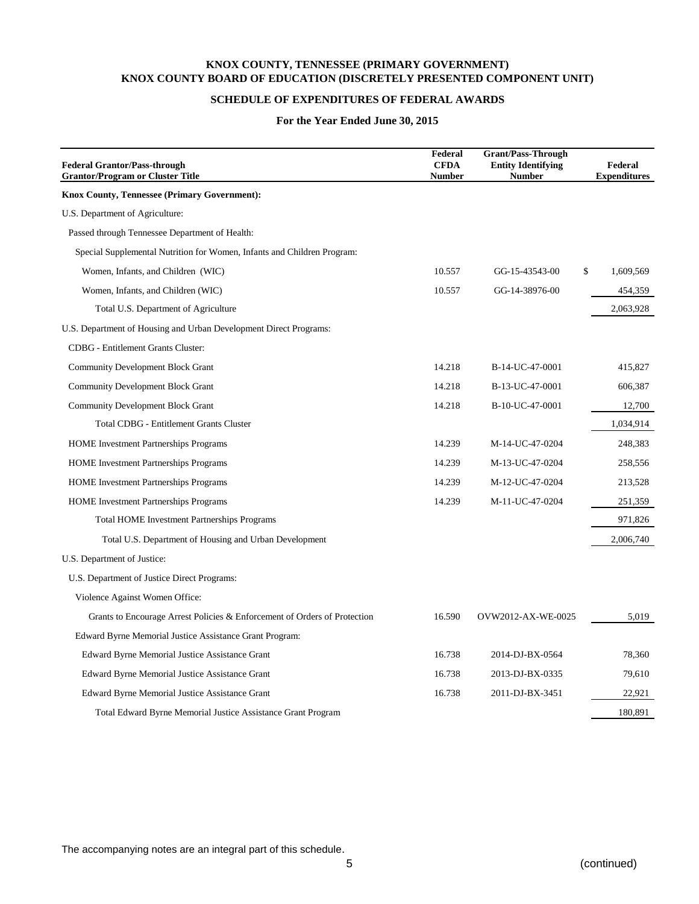# KNOX COUNTY, TENNESSEE (PRIMARY GOVERNMENT)
# KNOX COUNTY BOARD OF EDUCATION (DISCRETELY PRESENTED COMPONENT UNIT)

## SCHEDULE OF EXPENDITURES OF FEDERAL AWARDS

### For the Year Ended June 30, 2015

| Federal Grantor/Pass-through Grantor/Program or Cluster Title | Federal CFDA Number | Grant/Pass-Through Entity Identifying Number | Federal Expenditures |
|---|---|---|---|
| **Knox County, Tennessee (Primary Government):** | | | |
| U.S. Department of Agriculture: | | | |
| Passed through Tennessee Department of Health: | | | |
| Special Supplemental Nutrition for Women, Infants and Children Program: | | | |
| Women, Infants, and Children (WIC) | 10.557 | GG-15-43543-00 | $ 1,609,569 |
| Women, Infants, and Children (WIC) | 10.557 | GG-14-38976-00 | 454,359 |
| Total U.S. Department of Agriculture | | | 2,063,928 |
| U.S. Department of Housing and Urban Development Direct Programs: | | | |
| CDBG - Entitlement Grants Cluster: | | | |
| Community Development Block Grant | 14.218 | B-14-UC-47-0001 | 415,827 |
| Community Development Block Grant | 14.218 | B-13-UC-47-0001 | 606,387 |
| Community Development Block Grant | 14.218 | B-10-UC-47-0001 | 12,700 |
| Total CDBG - Entitlement Grants Cluster | | | 1,034,914 |
| HOME Investment Partnerships Programs | 14.239 | M-14-UC-47-0204 | 248,383 |
| HOME Investment Partnerships Programs | 14.239 | M-13-UC-47-0204 | 258,556 |
| HOME Investment Partnerships Programs | 14.239 | M-12-UC-47-0204 | 213,528 |
| HOME Investment Partnerships Programs | 14.239 | M-11-UC-47-0204 | 251,359 |
| Total HOME Investment Partnerships Programs | | | 971,826 |
| Total U.S. Department of Housing and Urban Development | | | 2,006,740 |
| U.S. Department of Justice: | | | |
| U.S. Department of Justice Direct Programs: | | | |
| Violence Against Women Office: | | | |
| Grants to Encourage Arrest Policies & Enforcement of Orders of Protection | 16.590 | OVW2012-AX-WE-0025 | 5,019 |
| Edward Byrne Memorial Justice Assistance Grant Program: | | | |
| Edward Byrne Memorial Justice Assistance Grant | 16.738 | 2014-DJ-BX-0564 | 78,360 |
| Edward Byrne Memorial Justice Assistance Grant | 16.738 | 2013-DJ-BX-0335 | 79,610 |
| Edward Byrne Memorial Justice Assistance Grant | 16.738 | 2011-DJ-BX-3451 | 22,921 |
| Total Edward Byrne Memorial Justice Assistance Grant Program | | | 180,891 |

The accompanying notes are an integral part of this schedule.

(continued)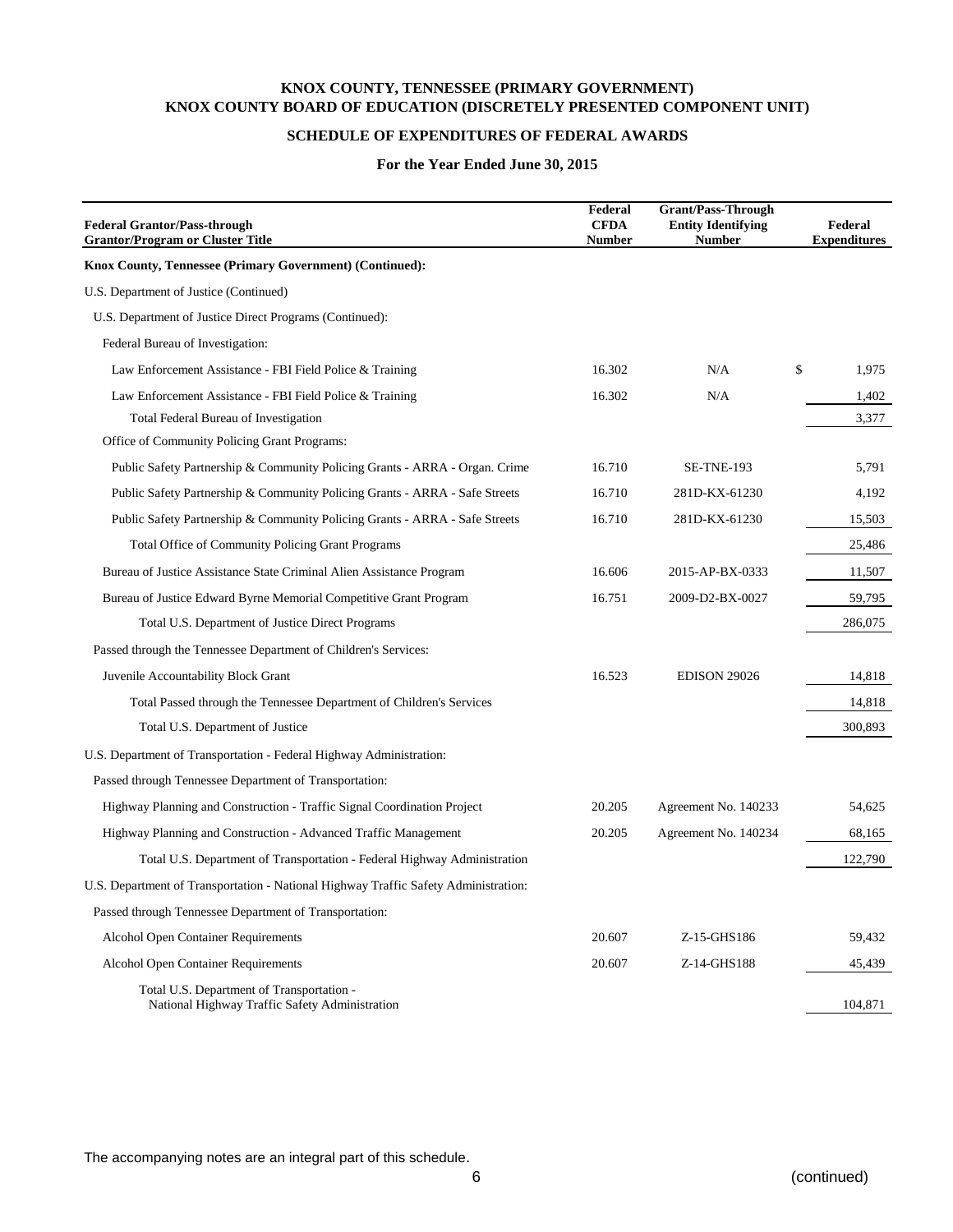# KNOX COUNTY, TENNESSEE (PRIMARY GOVERNMENT)
# KNOX COUNTY BOARD OF EDUCATION (DISCRETELY PRESENTED COMPONENT UNIT)

## SCHEDULE OF EXPENDITURES OF FEDERAL AWARDS

### For the Year Ended June 30, 2015

| Federal Grantor/Pass-through Grantor/Program or Cluster Title | Federal CFDA Number | Grant/Pass-Through Entity Identifying Number | Federal Expenditures |
|---|---|---|---|
| **Knox County, Tennessee (Primary Government) (Continued):** | | | |
| U.S. Department of Justice (Continued) | | | |
| U.S. Department of Justice Direct Programs (Continued): | | | |
| Federal Bureau of Investigation: | | | |
| Law Enforcement Assistance - FBI Field Police & Training | 16.302 | N/A | $ 1,975 |
| Law Enforcement Assistance - FBI Field Police & Training | 16.302 | N/A | 1,402 |
| Total Federal Bureau of Investigation | | | 3,377 |
| Office of Community Policing Grant Programs: | | | |
| Public Safety Partnership & Community Policing Grants - ARRA - Organ. Crime | 16.710 | SE-TNE-193 | 5,791 |
| Public Safety Partnership & Community Policing Grants - ARRA - Safe Streets | 16.710 | 281D-KX-61230 | 4,192 |
| Public Safety Partnership & Community Policing Grants - ARRA - Safe Streets | 16.710 | 281D-KX-61230 | 15,503 |
| Total Office of Community Policing Grant Programs | | | 25,486 |
| Bureau of Justice Assistance State Criminal Alien Assistance Program | 16.606 | 2015-AP-BX-0333 | 11,507 |
| Bureau of Justice Edward Byrne Memorial Competitive Grant Program | 16.751 | 2009-D2-BX-0027 | 59,795 |
| Total U.S. Department of Justice Direct Programs | | | 286,075 |
| Passed through the Tennessee Department of Children's Services: | | | |
| Juvenile Accountability Block Grant | 16.523 | EDISON 29026 | 14,818 |
| Total Passed through the Tennessee Department of Children's Services | | | 14,818 |
| Total U.S. Department of Justice | | | 300,893 |
| U.S. Department of Transportation - Federal Highway Administration: | | | |
| Passed through Tennessee Department of Transportation: | | | |
| Highway Planning and Construction - Traffic Signal Coordination Project | 20.205 | Agreement No. 140233 | 54,625 |
| Highway Planning and Construction - Advanced Traffic Management | 20.205 | Agreement No. 140234 | 68,165 |
| Total U.S. Department of Transportation - Federal Highway Administration | | | 122,790 |
| U.S. Department of Transportation - National Highway Traffic Safety Administration: | | | |
| Passed through Tennessee Department of Transportation: | | | |
| Alcohol Open Container Requirements | 20.607 | Z-15-GHS186 | 59,432 |
| Alcohol Open Container Requirements | 20.607 | Z-14-GHS188 | 45,439 |
| Total U.S. Department of Transportation - National Highway Traffic Safety Administration | | | 104,871 |

The accompanying notes are an integral part of this schedule.

(continued)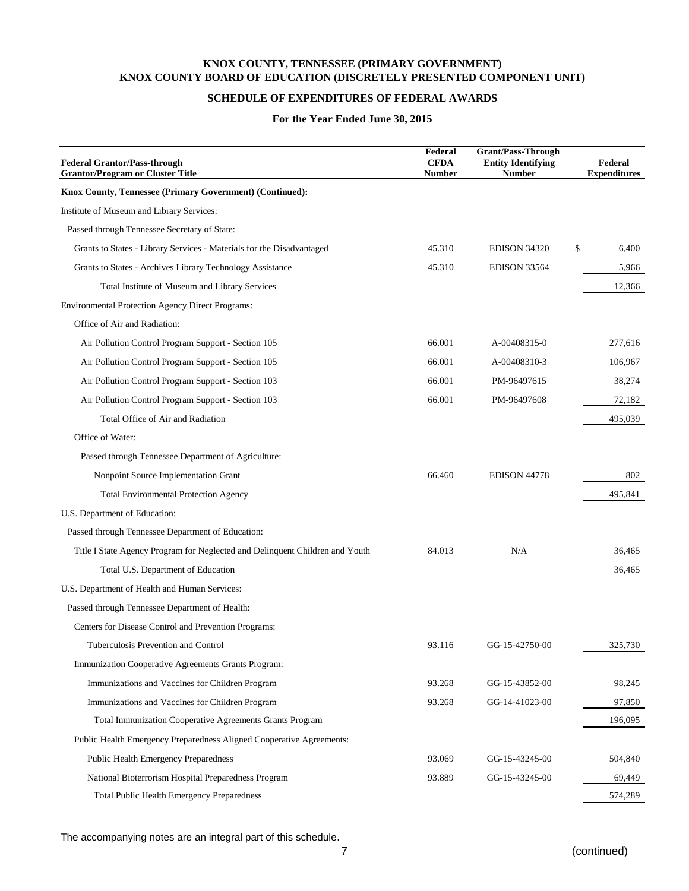**KNOX COUNTY, TENNESSEE (PRIMARY GOVERNMENT)**
**KNOX COUNTY BOARD OF EDUCATION (DISCRETELY PRESENTED COMPONENT UNIT)**

**SCHEDULE OF EXPENDITURES OF FEDERAL AWARDS**

**For the Year Ended June 30, 2015**

| Federal Grantor/Pass-through Grantor/Program or Cluster Title | Federal CFDA Number | Grant/Pass-Through Entity Identifying Number | Federal Expenditures |
|---|---|---|---|
| **Knox County, Tennessee (Primary Government) (Continued):** | | | |
| Institute of Museum and Library Services: | | | |
| Passed through Tennessee Secretary of State: | | | |
| Grants to States - Library Services - Materials for the Disadvantaged | 45.310 | EDISON 34320 | $ 6,400 |
| Grants to States - Archives Library Technology Assistance | 45.310 | EDISON 33564 | 5,966 |
| Total Institute of Museum and Library Services | | | 12,366 |
| Environmental Protection Agency Direct Programs: | | | |
| Office of Air and Radiation: | | | |
| Air Pollution Control Program Support - Section 105 | 66.001 | A-00408315-0 | 277,616 |
| Air Pollution Control Program Support - Section 105 | 66.001 | A-00408310-3 | 106,967 |
| Air Pollution Control Program Support - Section 103 | 66.001 | PM-96497615 | 38,274 |
| Air Pollution Control Program Support - Section 103 | 66.001 | PM-96497608 | 72,182 |
| Total Office of Air and Radiation | | | 495,039 |
| Office of Water: | | | |
| Passed through Tennessee Department of Agriculture: | | | |
| Nonpoint Source Implementation Grant | 66.460 | EDISON 44778 | 802 |
| Total Environmental Protection Agency | | | 495,841 |
| U.S. Department of Education: | | | |
| Passed through Tennessee Department of Education: | | | |
| Title I State Agency Program for Neglected and Delinquent Children and Youth | 84.013 | N/A | 36,465 |
| Total U.S. Department of Education | | | 36,465 |
| U.S. Department of Health and Human Services: | | | |
| Passed through Tennessee Department of Health: | | | |
| Centers for Disease Control and Prevention Programs: | | | |
| Tuberculosis Prevention and Control | 93.116 | GG-15-42750-00 | 325,730 |
| Immunization Cooperative Agreements Grants Program: | | | |
| Immunizations and Vaccines for Children Program | 93.268 | GG-15-43852-00 | 98,245 |
| Immunizations and Vaccines for Children Program | 93.268 | GG-14-41023-00 | 97,850 |
| Total Immunization Cooperative Agreements Grants Program | | | 196,095 |
| Public Health Emergency Preparedness Aligned Cooperative Agreements: | | | |
| Public Health Emergency Preparedness | 93.069 | GG-15-43245-00 | 504,840 |
| National Bioterrorism Hospital Preparedness Program | 93.889 | GG-15-43245-00 | 69,449 |
| Total Public Health Emergency Preparedness | | | 574,289 |

The accompanying notes are an integral part of this schedule.

(continued)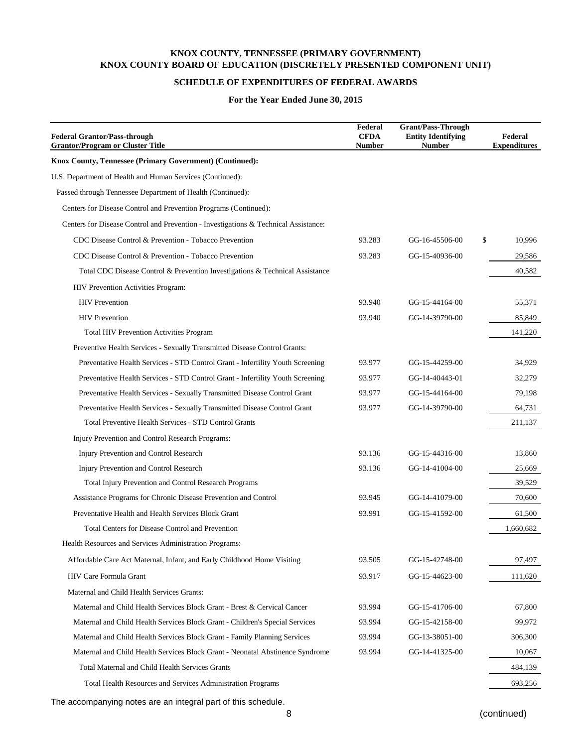**KNOX COUNTY, TENNESSEE (PRIMARY GOVERNMENT)**
**KNOX COUNTY BOARD OF EDUCATION (DISCRETELY PRESENTED COMPONENT UNIT)**

**SCHEDULE OF EXPENDITURES OF FEDERAL AWARDS**

**For the Year Ended June 30, 2015**

| Federal Grantor/Pass-through Grantor/Program or Cluster Title | Federal CFDA Number | Grant/Pass-Through Entity Identifying Number | Federal Expenditures |
|---|---|---|---|
| **Knox County, Tennessee (Primary Government) (Continued):** | | | |
| U.S. Department of Health and Human Services (Continued): | | | |
| Passed through Tennessee Department of Health (Continued): | | | |
| Centers for Disease Control and Prevention Programs (Continued): | | | |
| Centers for Disease Control and Prevention - Investigations & Technical Assistance: | | | |
| CDC Disease Control & Prevention - Tobacco Prevention | 93.283 | GG-16-45506-00 | $ 10,996 |
| CDC Disease Control & Prevention - Tobacco Prevention | 93.283 | GG-15-40936-00 | 29,586 |
| Total CDC Disease Control & Prevention Investigations & Technical Assistance | | | 40,582 |
| HIV Prevention Activities Program: | | | |
| HIV Prevention | 93.940 | GG-15-44164-00 | 55,371 |
| HIV Prevention | 93.940 | GG-14-39790-00 | 85,849 |
| Total HIV Prevention Activities Program | | | 141,220 |
| Preventive Health Services - Sexually Transmitted Disease Control Grants: | | | |
| Preventative Health Services - STD Control Grant - Infertility Youth Screening | 93.977 | GG-15-44259-00 | 34,929 |
| Preventative Health Services - STD Control Grant - Infertility Youth Screening | 93.977 | GG-14-40443-01 | 32,279 |
| Preventative Health Services - Sexually Transmitted Disease Control Grant | 93.977 | GG-15-44164-00 | 79,198 |
| Preventative Health Services - Sexually Transmitted Disease Control Grant | 93.977 | GG-14-39790-00 | 64,731 |
| Total Preventive Health Services - STD Control Grants | | | 211,137 |
| Injury Prevention and Control Research Programs: | | | |
| Injury Prevention and Control Research | 93.136 | GG-15-44316-00 | 13,860 |
| Injury Prevention and Control Research | 93.136 | GG-14-41004-00 | 25,669 |
| Total Injury Prevention and Control Research Programs | | | 39,529 |
| Assistance Programs for Chronic Disease Prevention and Control | 93.945 | GG-14-41079-00 | 70,600 |
| Preventative Health and Health Services Block Grant | 93.991 | GG-15-41592-00 | 61,500 |
| Total Centers for Disease Control and Prevention | | | 1,660,682 |
| Health Resources and Services Administration Programs: | | | |
| Affordable Care Act Maternal, Infant, and Early Childhood Home Visiting | 93.505 | GG-15-42748-00 | 97,497 |
| HIV Care Formula Grant | 93.917 | GG-15-44623-00 | 111,620 |
| Maternal and Child Health Services Grants: | | | |
| Maternal and Child Health Services Block Grant - Brest & Cervical Cancer | 93.994 | GG-15-41706-00 | 67,800 |
| Maternal and Child Health Services Block Grant - Children's Special Services | 93.994 | GG-15-42158-00 | 99,972 |
| Maternal and Child Health Services Block Grant - Family Planning Services | 93.994 | GG-13-38051-00 | 306,300 |
| Maternal and Child Health Services Block Grant - Neonatal Abstinence Syndrome | 93.994 | GG-14-41325-00 | 10,067 |
| Total Maternal and Child Health Services Grants | | | 484,139 |
| Total Health Resources and Services Administration Programs | | | 693,256 |

The accompanying notes are an integral part of this schedule.

(continued)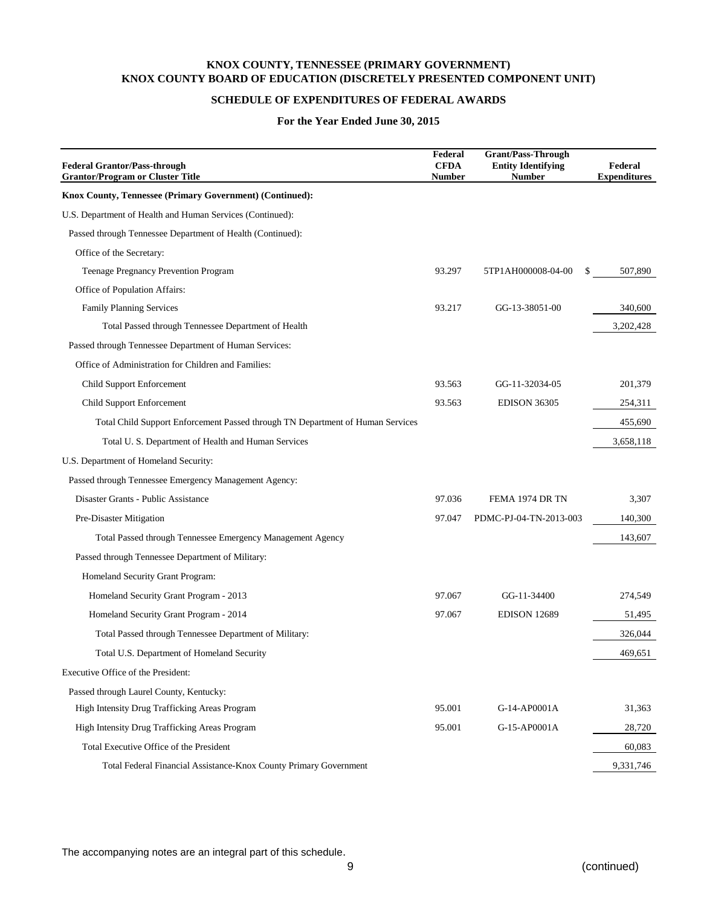# KNOX COUNTY, TENNESSEE (PRIMARY GOVERNMENT)
# KNOX COUNTY BOARD OF EDUCATION (DISCRETELY PRESENTED COMPONENT UNIT)

## SCHEDULE OF EXPENDITURES OF FEDERAL AWARDS

### For the Year Ended June 30, 2015

| Federal Grantor/Pass-through Grantor/Program or Cluster Title | Federal CFDA Number | Grant/Pass-Through Entity Identifying Number | Federal Expenditures |
|---|---|---|---|
| **Knox County, Tennessee (Primary Government) (Continued):** | | | |
| U.S. Department of Health and Human Services (Continued): | | | |
| Passed through Tennessee Department of Health (Continued): | | | |
| Office of the Secretary: | | | |
| Teenage Pregnancy Prevention Program | 93.297 | 5TP1AH000008-04-00 | $ 507,890 |
| Office of Population Affairs: | | | |
| Family Planning Services | 93.217 | GG-13-38051-00 | 340,600 |
| Total Passed through Tennessee Department of Health | | | 3,202,428 |
| Passed through Tennessee Department of Human Services: | | | |
| Office of Administration for Children and Families: | | | |
| Child Support Enforcement | 93.563 | GG-11-32034-05 | 201,379 |
| Child Support Enforcement | 93.563 | EDISON 36305 | 254,311 |
| Total Child Support Enforcement Passed through TN Department of Human Services | | | 455,690 |
| Total U. S. Department of Health and Human Services | | | 3,658,118 |
| U.S. Department of Homeland Security: | | | |
| Passed through Tennessee Emergency Management Agency: | | | |
| Disaster Grants - Public Assistance | 97.036 | FEMA 1974 DR TN | 3,307 |
| Pre-Disaster Mitigation | 97.047 | PDMC-PJ-04-TN-2013-003 | 140,300 |
| Total Passed through Tennessee Emergency Management Agency | | | 143,607 |
| Passed through Tennessee Department of Military: | | | |
| Homeland Security Grant Program: | | | |
| Homeland Security Grant Program - 2013 | 97.067 | GG-11-34400 | 274,549 |
| Homeland Security Grant Program - 2014 | 97.067 | EDISON 12689 | 51,495 |
| Total Passed through Tennessee Department of Military: | | | 326,044 |
| Total U.S. Department of Homeland Security | | | 469,651 |
| Executive Office of the President: | | | |
| Passed through Laurel County, Kentucky: | | | |
| High Intensity Drug Trafficking Areas Program | 95.001 | G-14-AP0001A | 31,363 |
| High Intensity Drug Trafficking Areas Program | 95.001 | G-15-AP0001A | 28,720 |
| Total Executive Office of the President | | | 60,083 |
| Total Federal Financial Assistance-Knox County Primary Government | | | 9,331,746 |

The accompanying notes are an integral part of this schedule.

(continued)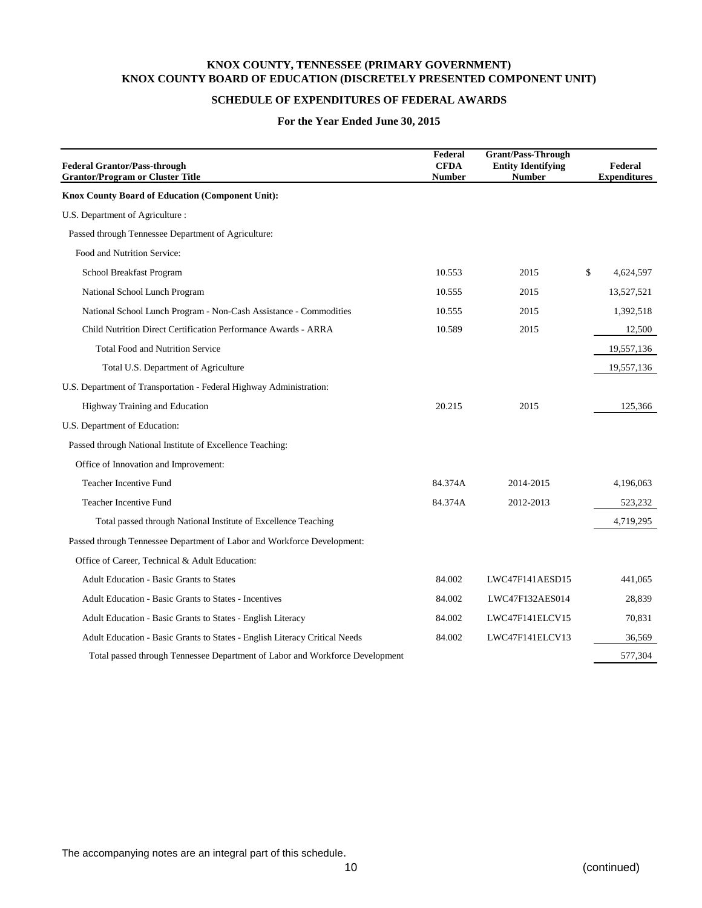# KNOX COUNTY, TENNESSEE (PRIMARY GOVERNMENT)
# KNOX COUNTY BOARD OF EDUCATION (DISCRETELY PRESENTED COMPONENT UNIT)

## SCHEDULE OF EXPENDITURES OF FEDERAL AWARDS

### For the Year Ended June 30, 2015

| Federal Grantor/Pass-through Grantor/Program or Cluster Title | Federal CFDA Number | Grant/Pass-Through Entity Identifying Number | Federal Expenditures |
|---|---|---|---|
| **Knox County Board of Education (Component Unit):** | | | |
| U.S. Department of Agriculture : | | | |
| Passed through Tennessee Department of Agriculture: | | | |
| Food and Nutrition Service: | | | |
| School Breakfast Program | 10.553 | 2015 | $ 4,624,597 |
| National School Lunch Program | 10.555 | 2015 | 13,527,521 |
| National School Lunch Program - Non-Cash Assistance - Commodities | 10.555 | 2015 | 1,392,518 |
| Child Nutrition Direct Certification Performance Awards - ARRA | 10.589 | 2015 | 12,500 |
| Total Food and Nutrition Service | | | 19,557,136 |
| Total U.S. Department of Agriculture | | | 19,557,136 |
| U.S. Department of Transportation - Federal Highway Administration: | | | |
| Highway Training and Education | 20.215 | 2015 | 125,366 |
| U.S. Department of Education: | | | |
| Passed through National Institute of Excellence Teaching: | | | |
| Office of Innovation and Improvement: | | | |
| Teacher Incentive Fund | 84.374A | 2014-2015 | 4,196,063 |
| Teacher Incentive Fund | 84.374A | 2012-2013 | 523,232 |
| Total passed through National Institute of Excellence Teaching | | | 4,719,295 |
| Passed through Tennessee Department of Labor and Workforce Development: | | | |
| Office of Career, Technical & Adult Education: | | | |
| Adult Education - Basic Grants to States | 84.002 | LWC47F141AESD15 | 441,065 |
| Adult Education - Basic Grants to States - Incentives | 84.002 | LWC47F132AES014 | 28,839 |
| Adult Education - Basic Grants to States - English Literacy | 84.002 | LWC47F141ELCV15 | 70,831 |
| Adult Education - Basic Grants to States - English Literacy Critical Needs | 84.002 | LWC47F141ELCV13 | 36,569 |
| Total passed through Tennessee Department of Labor and Workforce Development | | | 577,304 |

The accompanying notes are an integral part of this schedule.

(continued)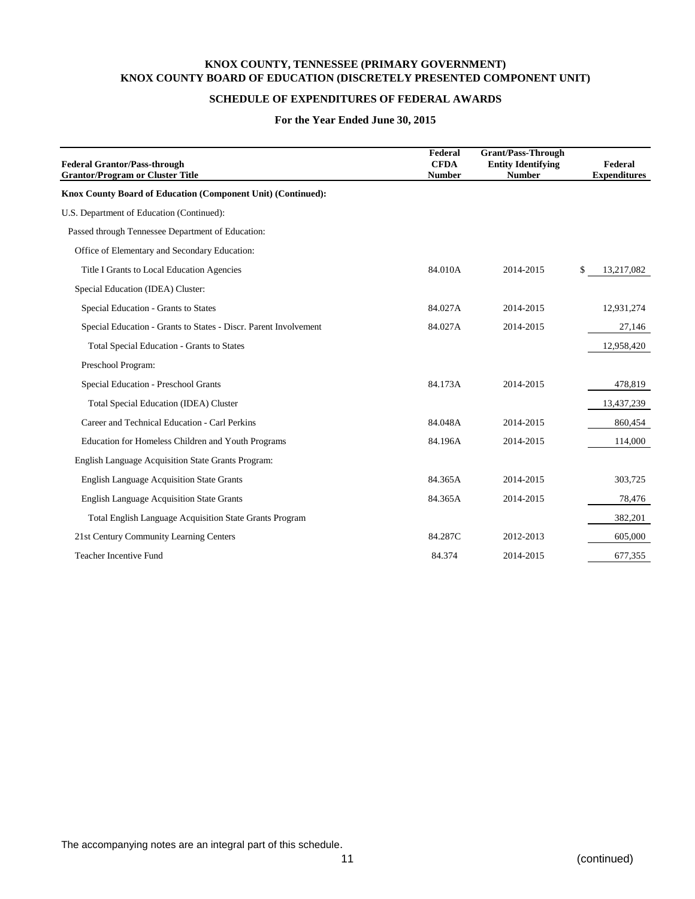# KNOX COUNTY, TENNESSEE (PRIMARY GOVERNMENT)
# KNOX COUNTY BOARD OF EDUCATION (DISCRETELY PRESENTED COMPONENT UNIT)

## SCHEDULE OF EXPENDITURES OF FEDERAL AWARDS

### For the Year Ended June 30, 2015

| Federal Grantor/Pass-through Grantor/Program or Cluster Title | Federal CFDA Number | Grant/Pass-Through Entity Identifying Number | Federal Expenditures |
|---|---|---|---|
| **Knox County Board of Education (Component Unit) (Continued):** | | | |
| U.S. Department of Education (Continued): | | | |
| Passed through Tennessee Department of Education: | | | |
| Office of Elementary and Secondary Education: | | | |
| Title I Grants to Local Education Agencies | 84.010A | 2014-2015 | $ 13,217,082 |
| Special Education (IDEA) Cluster: | | | |
| Special Education - Grants to States | 84.027A | 2014-2015 | 12,931,274 |
| Special Education - Grants to States - Discr. Parent Involvement | 84.027A | 2014-2015 | 27,146 |
| Total Special Education - Grants to States | | | 12,958,420 |
| Preschool Program: | | | |
| Special Education - Preschool Grants | 84.173A | 2014-2015 | 478,819 |
| Total Special Education (IDEA) Cluster | | | 13,437,239 |
| Career and Technical Education - Carl Perkins | 84.048A | 2014-2015 | 860,454 |
| Education for Homeless Children and Youth Programs | 84.196A | 2014-2015 | 114,000 |
| English Language Acquisition State Grants Program: | | | |
| English Language Acquisition State Grants | 84.365A | 2014-2015 | 303,725 |
| English Language Acquisition State Grants | 84.365A | 2014-2015 | 78,476 |
| Total English Language Acquisition State Grants Program | | | 382,201 |
| 21st Century Community Learning Centers | 84.287C | 2012-2013 | 605,000 |
| Teacher Incentive Fund | 84.374 | 2014-2015 | 677,355 |

The accompanying notes are an integral part of this schedule.

(continued)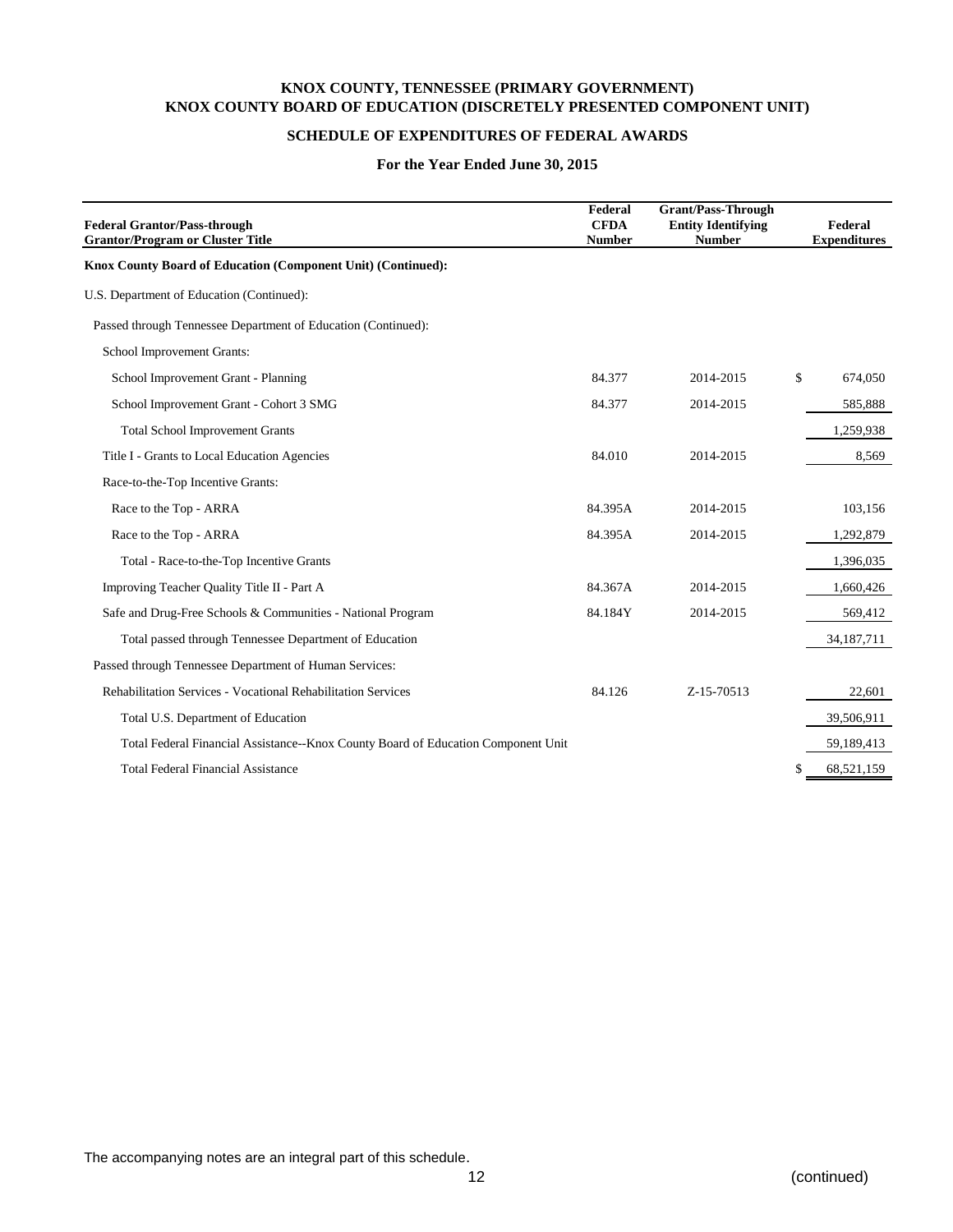**KNOX COUNTY, TENNESSEE (PRIMARY GOVERNMENT)**
**KNOX COUNTY BOARD OF EDUCATION (DISCRETELY PRESENTED COMPONENT UNIT)**

**SCHEDULE OF EXPENDITURES OF FEDERAL AWARDS**

**For the Year Ended June 30, 2015**

| Federal Grantor/Pass-through Grantor/Program or Cluster Title | Federal CFDA Number | Grant/Pass-Through Entity Identifying Number | Federal Expenditures |
|---|---|---|---|
| **Knox County Board of Education (Component Unit) (Continued):** | | | |
| U.S. Department of Education (Continued): | | | |
| Passed through Tennessee Department of Education (Continued): | | | |
| School Improvement Grants: | | | |
| School Improvement Grant - Planning | 84.377 | 2014-2015 | $ 674,050 |
| School Improvement Grant - Cohort 3 SMG | 84.377 | 2014-2015 | 585,888 |
| Total School Improvement Grants | | | 1,259,938 |
| Title I - Grants to Local Education Agencies | 84.010 | 2014-2015 | 8,569 |
| Race-to-the-Top Incentive Grants: | | | |
| Race to the Top - ARRA | 84.395A | 2014-2015 | 103,156 |
| Race to the Top - ARRA | 84.395A | 2014-2015 | 1,292,879 |
| Total - Race-to-the-Top Incentive Grants | | | 1,396,035 |
| Improving Teacher Quality Title II - Part A | 84.367A | 2014-2015 | 1,660,426 |
| Safe and Drug-Free Schools & Communities - National Program | 84.184Y | 2014-2015 | 569,412 |
| Total passed through Tennessee Department of Education | | | 34,187,711 |
| Passed through Tennessee Department of Human Services: | | | |
| Rehabilitation Services - Vocational Rehabilitation Services | 84.126 | Z-15-70513 | 22,601 |
| Total U.S. Department of Education | | | 39,506,911 |
| Total Federal Financial Assistance--Knox County Board of Education Component Unit | | | 59,189,413 |
| Total Federal Financial Assistance | | | $ 68,521,159 |

The accompanying notes are an integral part of this schedule.

(continued)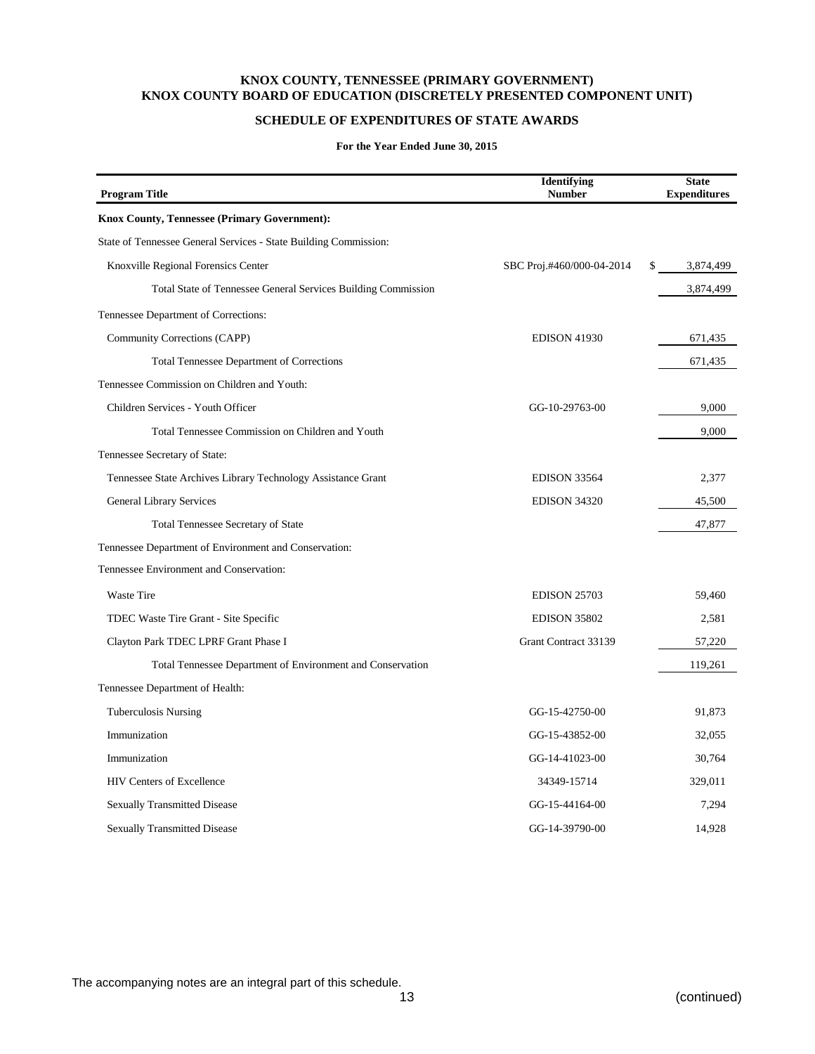# KNOX COUNTY, TENNESSEE (PRIMARY GOVERNMENT)
# KNOX COUNTY BOARD OF EDUCATION (DISCRETELY PRESENTED COMPONENT UNIT)

## SCHEDULE OF EXPENDITURES OF STATE AWARDS

**For the Year Ended June 30, 2015**

| Program Title | Identifying Number | State Expenditures |
|---|---|---|
| **Knox County, Tennessee (Primary Government):** | | |
| State of Tennessee General Services - State Building Commission: | | |
| Knoxville Regional Forensics Center | SBC Proj.#460/000-04-2014 | $ 3,874,499 |
| Total State of Tennessee General Services Building Commission | | 3,874,499 |
| Tennessee Department of Corrections: | | |
| Community Corrections (CAPP) | EDISON 41930 | 671,435 |
| Total Tennessee Department of Corrections | | 671,435 |
| Tennessee Commission on Children and Youth: | | |
| Children Services - Youth Officer | GG-10-29763-00 | 9,000 |
| Total Tennessee Commission on Children and Youth | | 9,000 |
| Tennessee Secretary of State: | | |
| Tennessee State Archives Library Technology Assistance Grant | EDISON 33564 | 2,377 |
| General Library Services | EDISON 34320 | 45,500 |
| Total Tennessee Secretary of State | | 47,877 |
| Tennessee Department of Environment and Conservation: | | |
| Tennessee Environment and Conservation: | | |
| Waste Tire | EDISON 25703 | 59,460 |
| TDEC Waste Tire Grant - Site Specific | EDISON 35802 | 2,581 |
| Clayton Park TDEC LPRF Grant Phase I | Grant Contract 33139 | 57,220 |
| Total Tennessee Department of Environment and Conservation | | 119,261 |
| Tennessee Department of Health: | | |
| Tuberculosis Nursing | GG-15-42750-00 | 91,873 |
| Immunization | GG-15-43852-00 | 32,055 |
| Immunization | GG-14-41023-00 | 30,764 |
| HIV Centers of Excellence | 34349-15714 | 329,011 |
| Sexually Transmitted Disease | GG-15-44164-00 | 7,294 |
| Sexually Transmitted Disease | GG-14-39790-00 | 14,928 |

The accompanying notes are an integral part of this schedule.

(continued)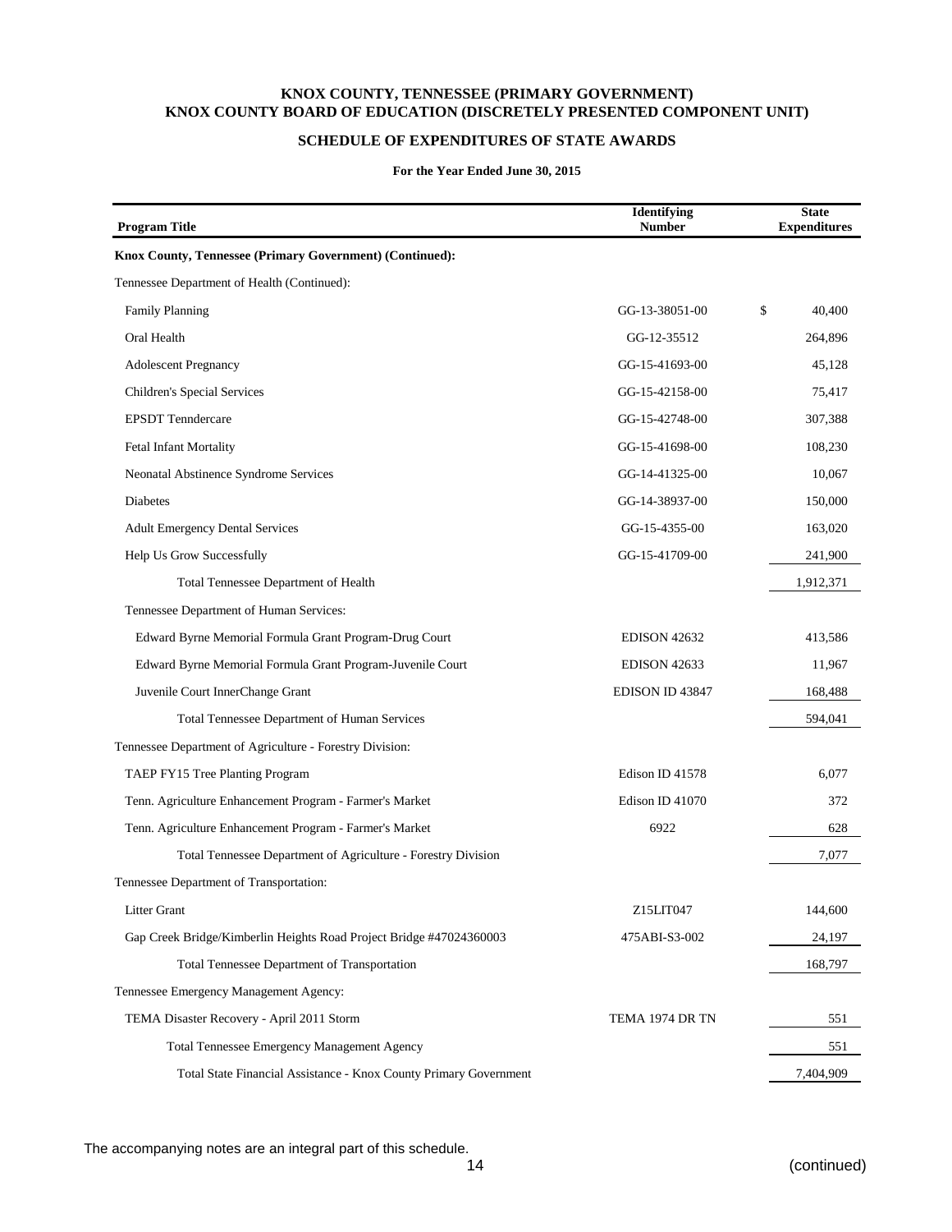**KNOX COUNTY, TENNESSEE (PRIMARY GOVERNMENT)**
**KNOX COUNTY BOARD OF EDUCATION (DISCRETELY PRESENTED COMPONENT UNIT)**

**SCHEDULE OF EXPENDITURES OF STATE AWARDS**

**For the Year Ended June 30, 2015**

| Program Title | Identifying Number | State Expenditures |
|---|---|---|
| **Knox County, Tennessee (Primary Government) (Continued):** | | |
| Tennessee Department of Health (Continued): | | |
| Family Planning | GG-13-38051-00 | $ 40,400 |
| Oral Health | GG-12-35512 | 264,896 |
| Adolescent Pregnancy | GG-15-41693-00 | 45,128 |
| Children's Special Services | GG-15-42158-00 | 75,417 |
| EPSDT Tenndercare | GG-15-42748-00 | 307,388 |
| Fetal Infant Mortality | GG-15-41698-00 | 108,230 |
| Neonatal Abstinence Syndrome Services | GG-14-41325-00 | 10,067 |
| Diabetes | GG-14-38937-00 | 150,000 |
| Adult Emergency Dental Services | GG-15-4355-00 | 163,020 |
| Help Us Grow Successfully | GG-15-41709-00 | 241,900 |
| Total Tennessee Department of Health | | 1,912,371 |
| Tennessee Department of Human Services: | | |
| Edward Byrne Memorial Formula Grant Program-Drug Court | EDISON 42632 | 413,586 |
| Edward Byrne Memorial Formula Grant Program-Juvenile Court | EDISON 42633 | 11,967 |
| Juvenile Court InnerChange Grant | EDISON ID 43847 | 168,488 |
| Total Tennessee Department of Human Services | | 594,041 |
| Tennessee Department of Agriculture - Forestry Division: | | |
| TAEP FY15 Tree Planting Program | Edison ID 41578 | 6,077 |
| Tenn. Agriculture Enhancement Program - Farmer's Market | Edison ID 41070 | 372 |
| Tenn. Agriculture Enhancement Program - Farmer's Market | 6922 | 628 |
| Total Tennessee Department of Agriculture - Forestry Division | | 7,077 |
| Tennessee Department of Transportation: | | |
| Litter Grant | Z15LIT047 | 144,600 |
| Gap Creek Bridge/Kimberlin Heights Road Project Bridge #47024360003 | 475ABI-S3-002 | 24,197 |
| Total Tennessee Department of Transportation | | 168,797 |
| Tennessee Emergency Management Agency: | | |
| TEMA Disaster Recovery - April 2011 Storm | TEMA 1974 DR TN | 551 |
| Total Tennessee Emergency Management Agency | | 551 |
| Total State Financial Assistance - Knox County Primary Government | | 7,404,909 |

The accompanying notes are an integral part of this schedule.

(continued)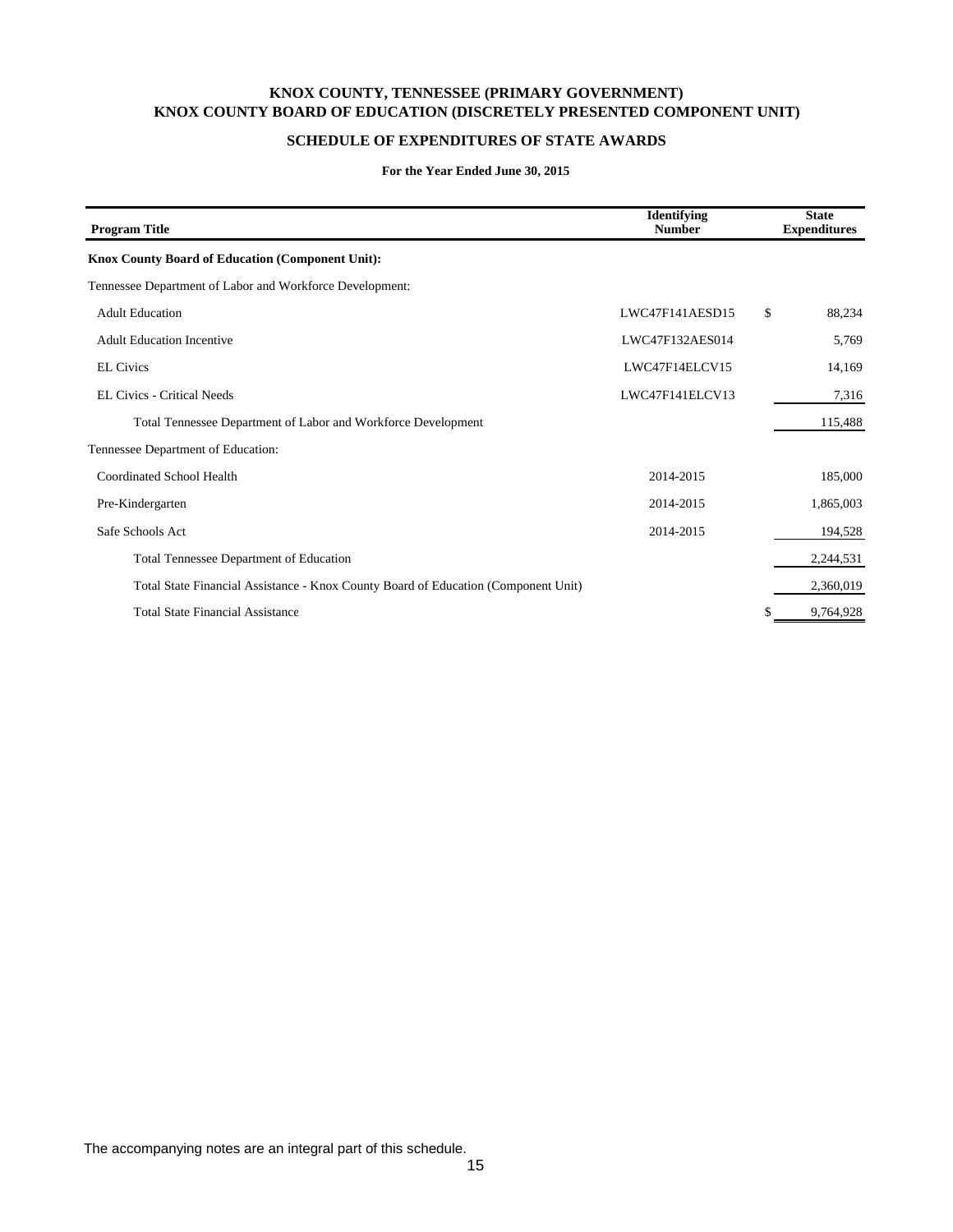# KNOX COUNTY, TENNESSEE (PRIMARY GOVERNMENT)
# KNOX COUNTY BOARD OF EDUCATION (DISCRETELY PRESENTED COMPONENT UNIT)

## SCHEDULE OF EXPENDITURES OF STATE AWARDS

**For the Year Ended June 30, 2015**

| Program Title | Identifying Number | State Expenditures |
|---|---|---|
| **Knox County Board of Education (Component Unit):** | | |
| Tennessee Department of Labor and Workforce Development: | | |
| Adult Education | LWC47F141AESD15 | $ 88,234 |
| Adult Education Incentive | LWC47F132AES014 | 5,769 |
| EL Civics | LWC47F14ELCV15 | 14,169 |
| EL Civics - Critical Needs | LWC47F141ELCV13 | 7,316 |
| Total Tennessee Department of Labor and Workforce Development | | 115,488 |
| Tennessee Department of Education: | | |
| Coordinated School Health | 2014-2015 | 185,000 |
| Pre-Kindergarten | 2014-2015 | 1,865,003 |
| Safe Schools Act | 2014-2015 | 194,528 |
| Total Tennessee Department of Education | | 2,244,531 |
| Total State Financial Assistance - Knox County Board of Education (Component Unit) | | 2,360,019 |
| Total State Financial Assistance | | $ 9,764,928 |

The accompanying notes are an integral part of this schedule.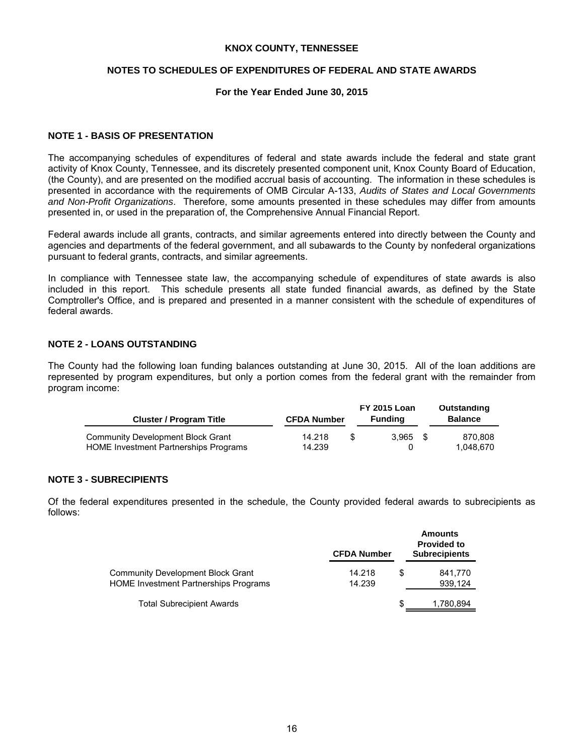**KNOX COUNTY, TENNESSEE**

**NOTES TO SCHEDULES OF EXPENDITURES OF FEDERAL AND STATE AWARDS**

**For the Year Ended June 30, 2015**

## NOTE 1 - BASIS OF PRESENTATION

The accompanying schedules of expenditures of federal and state awards include the federal and state grant activity of Knox County, Tennessee, and its discretely presented component unit, Knox County Board of Education, (the County), and are presented on the modified accrual basis of accounting. The information in these schedules is presented in accordance with the requirements of OMB Circular A-133, *Audits of States and Local Governments and Non-Profit Organizations*. Therefore, some amounts presented in these schedules may differ from amounts presented in, or used in the preparation of, the Comprehensive Annual Financial Report.

Federal awards include all grants, contracts, and similar agreements entered into directly between the County and agencies and departments of the federal government, and all subawards to the County by nonfederal organizations pursuant to federal grants, contracts, and similar agreements.

In compliance with Tennessee state law, the accompanying schedule of expenditures of state awards is also included in this report. This schedule presents all state funded financial awards, as defined by the State Comptroller's Office, and is prepared and presented in a manner consistent with the schedule of expenditures of federal awards.

## NOTE 2 - LOANS OUTSTANDING

The County had the following loan funding balances outstanding at June 30, 2015. All of the loan additions are represented by program expenditures, but only a portion comes from the federal grant with the remainder from program income:

| Cluster / Program Title | CFDA Number | FY 2015 Loan Funding | Outstanding Balance |
|---|---|---|---|
| Community Development Block Grant | 14.218 | $ 3,965 | $ 870,808 |
| HOME Investment Partnerships Programs | 14.239 | 0 | 1,048,670 |

## NOTE 3 - SUBRECIPIENTS

Of the federal expenditures presented in the schedule, the County provided federal awards to subrecipients as follows:

| | CFDA Number | Amounts Provided to Subrecipients |
|---|---|---|
| Community Development Block Grant | 14.218 | $ 841,770 |
| HOME Investment Partnerships Programs | 14.239 | 939,124 |
| Total Subrecipient Awards | | $ 1,780,894 |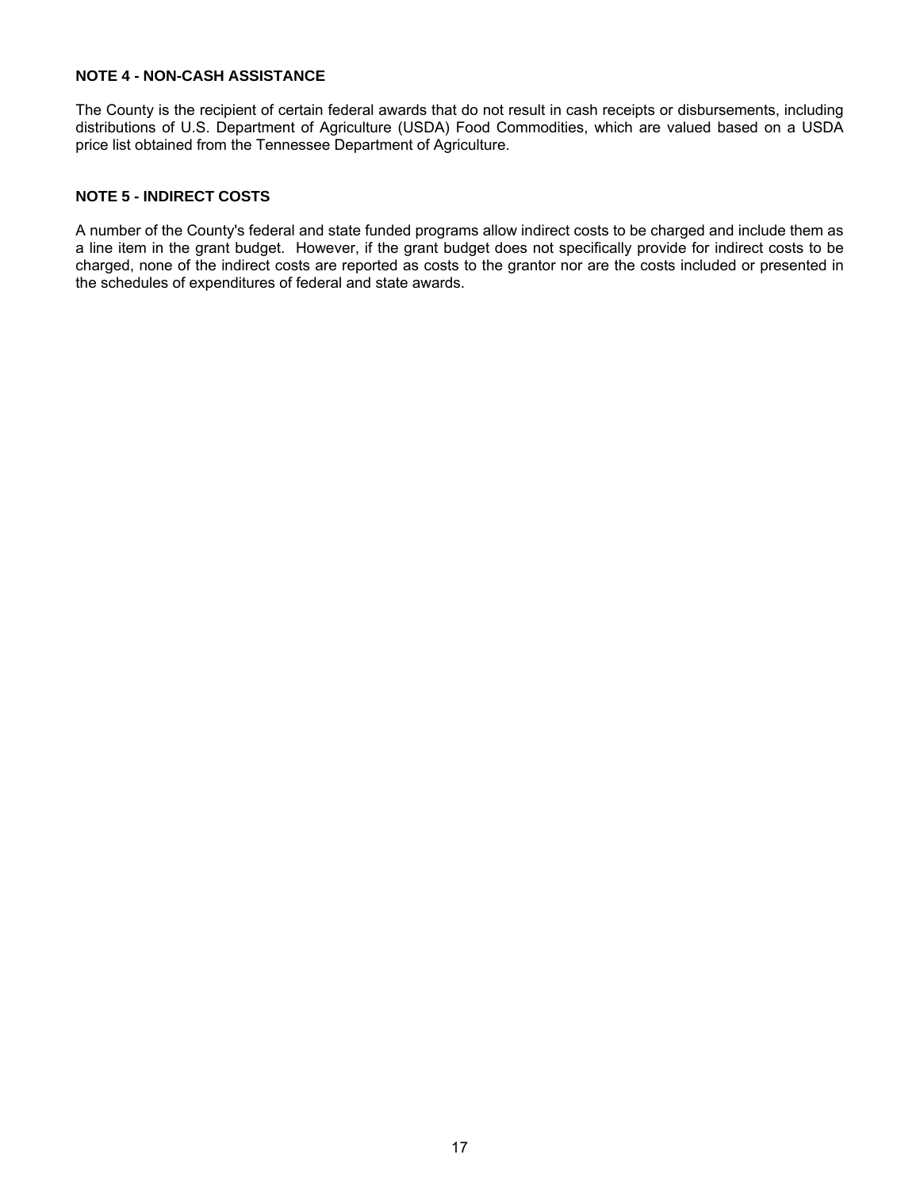**NOTE 4 - NON-CASH ASSISTANCE**

The County is the recipient of certain federal awards that do not result in cash receipts or disbursements, including distributions of U.S. Department of Agriculture (USDA) Food Commodities, which are valued based on a USDA price list obtained from the Tennessee Department of Agriculture.

**NOTE 5 - INDIRECT COSTS**

A number of the County's federal and state funded programs allow indirect costs to be charged and include them as a line item in the grant budget. However, if the grant budget does not specifically provide for indirect costs to be charged, none of the indirect costs are reported as costs to the grantor nor are the costs included or presented in the schedules of expenditures of federal and state awards.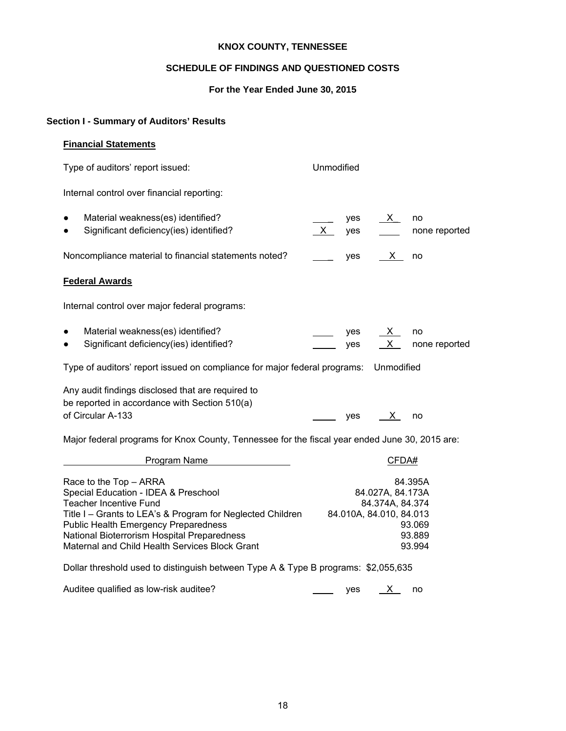**KNOX COUNTY, TENNESSEE**

**SCHEDULE OF FINDINGS AND QUESTIONED COSTS**

**For the Year Ended June 30, 2015**

## Section I - Summary of Auditors' Results

### Financial Statements

Type of auditors' report issued: Unmodified

Internal control over financial reporting:

- Material weakness(es) identified? ____ yes __X__ no
- Significant deficiency(ies) identified? __X__ yes ____ none reported

Noncompliance material to financial statements noted? ____ yes __X__ no

### Federal Awards

Internal control over major federal programs:

- Material weakness(es) identified? ____ yes __X__ no
- Significant deficiency(ies) identified? ____ yes __X__ none reported

Type of auditors' report issued on compliance for major federal programs: Unmodified

Any audit findings disclosed that are required to be reported in accordance with Section 510(a) of Circular A-133 ____ yes __X__ no

Major federal programs for Knox County, Tennessee for the fiscal year ended June 30, 2015 are:

| Program Name | CFDA# |
|---|---|
| Race to the Top – ARRA | 84.395A |
| Special Education - IDEA & Preschool | 84.027A, 84.173A |
| Teacher Incentive Fund | 84.374A, 84.374 |
| Title I – Grants to LEA's & Program for Neglected Children | 84.010A, 84.010, 84.013 |
| Public Health Emergency Preparedness | 93.069 |
| National Bioterrorism Hospital Preparedness | 93.889 |
| Maternal and Child Health Services Block Grant | 93.994 |

Dollar threshold used to distinguish between Type A & Type B programs: $2,055,635

Auditee qualified as low-risk auditee? ____ yes __X__ no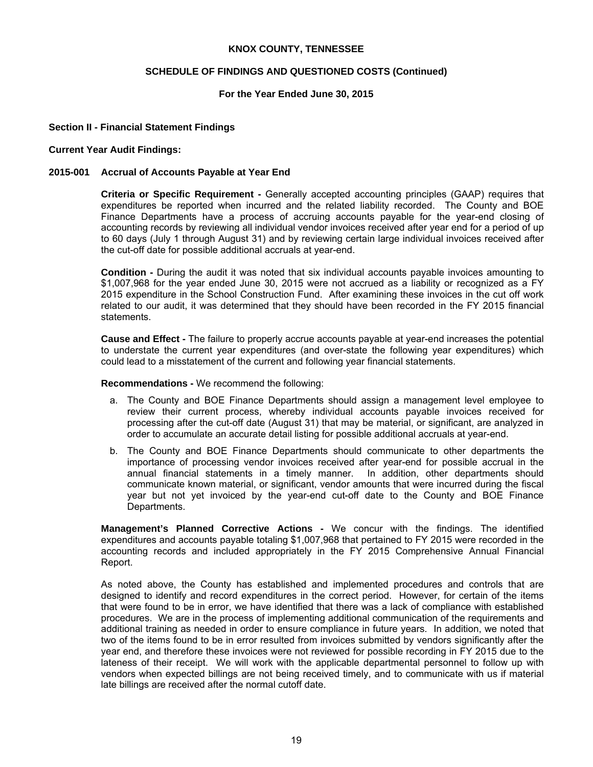# KNOX COUNTY, TENNESSEE

## SCHEDULE OF FINDINGS AND QUESTIONED COSTS (Continued)

### For the Year Ended June 30, 2015

**Section II - Financial Statement Findings**

**Current Year Audit Findings:**

**2015-001 Accrual of Accounts Payable at Year End**

**Criteria or Specific Requirement -** Generally accepted accounting principles (GAAP) requires that expenditures be reported when incurred and the related liability recorded. The County and BOE Finance Departments have a process of accruing accounts payable for the year-end closing of accounting records by reviewing all individual vendor invoices received after year end for a period of up to 60 days (July 1 through August 31) and by reviewing certain large individual invoices received after the cut-off date for possible additional accruals at year-end.

**Condition -** During the audit it was noted that six individual accounts payable invoices amounting to $1,007,968 for the year ended June 30, 2015 were not accrued as a liability or recognized as a FY 2015 expenditure in the School Construction Fund. After examining these invoices in the cut off work related to our audit, it was determined that they should have been recorded in the FY 2015 financial statements.

**Cause and Effect -** The failure to properly accrue accounts payable at year-end increases the potential to understate the current year expenditures (and over-state the following year expenditures) which could lead to a misstatement of the current and following year financial statements.

**Recommendations -** We recommend the following:

a. The County and BOE Finance Departments should assign a management level employee to review their current process, whereby individual accounts payable invoices received for processing after the cut-off date (August 31) that may be material, or significant, are analyzed in order to accumulate an accurate detail listing for possible additional accruals at year-end.

b. The County and BOE Finance Departments should communicate to other departments the importance of processing vendor invoices received after year-end for possible accrual in the annual financial statements in a timely manner. In addition, other departments should communicate known material, or significant, vendor amounts that were incurred during the fiscal year but not yet invoiced by the year-end cut-off date to the County and BOE Finance Departments.

**Management's Planned Corrective Actions -** We concur with the findings. The identified expenditures and accounts payable totaling $1,007,968 that pertained to FY 2015 were recorded in the accounting records and included appropriately in the FY 2015 Comprehensive Annual Financial Report.

As noted above, the County has established and implemented procedures and controls that are designed to identify and record expenditures in the correct period. However, for certain of the items that were found to be in error, we have identified that there was a lack of compliance with established procedures. We are in the process of implementing additional communication of the requirements and additional training as needed in order to ensure compliance in future years. In addition, we noted that two of the items found to be in error resulted from invoices submitted by vendors significantly after the year end, and therefore these invoices were not reviewed for possible recording in FY 2015 due to the lateness of their receipt. We will work with the applicable departmental personnel to follow up with vendors when expected billings are not being received timely, and to communicate with us if material late billings are received after the normal cutoff date.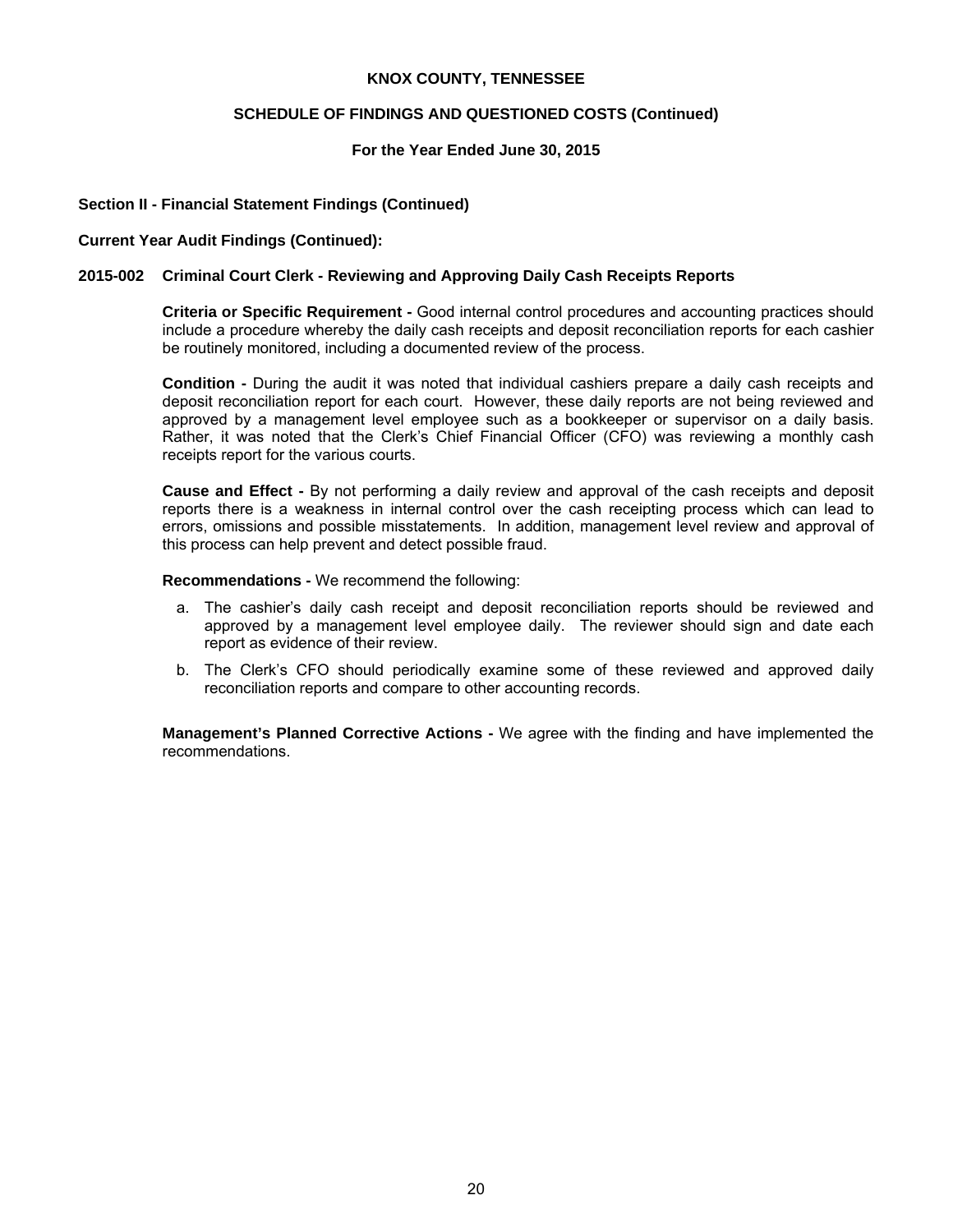# KNOX COUNTY, TENNESSEE

## SCHEDULE OF FINDINGS AND QUESTIONED COSTS (Continued)

### For the Year Ended June 30, 2015

**Section II - Financial Statement Findings (Continued)**

**Current Year Audit Findings (Continued):**

**2015-002 Criminal Court Clerk - Reviewing and Approving Daily Cash Receipts Reports**

**Criteria or Specific Requirement -** Good internal control procedures and accounting practices should include a procedure whereby the daily cash receipts and deposit reconciliation reports for each cashier be routinely monitored, including a documented review of the process.

**Condition -** During the audit it was noted that individual cashiers prepare a daily cash receipts and deposit reconciliation report for each court. However, these daily reports are not being reviewed and approved by a management level employee such as a bookkeeper or supervisor on a daily basis. Rather, it was noted that the Clerk's Chief Financial Officer (CFO) was reviewing a monthly cash receipts report for the various courts.

**Cause and Effect -** By not performing a daily review and approval of the cash receipts and deposit reports there is a weakness in internal control over the cash receipting process which can lead to errors, omissions and possible misstatements. In addition, management level review and approval of this process can help prevent and detect possible fraud.

**Recommendations -** We recommend the following:

a. The cashier's daily cash receipt and deposit reconciliation reports should be reviewed and approved by a management level employee daily. The reviewer should sign and date each report as evidence of their review.

b. The Clerk's CFO should periodically examine some of these reviewed and approved daily reconciliation reports and compare to other accounting records.

**Management's Planned Corrective Actions -** We agree with the finding and have implemented the recommendations.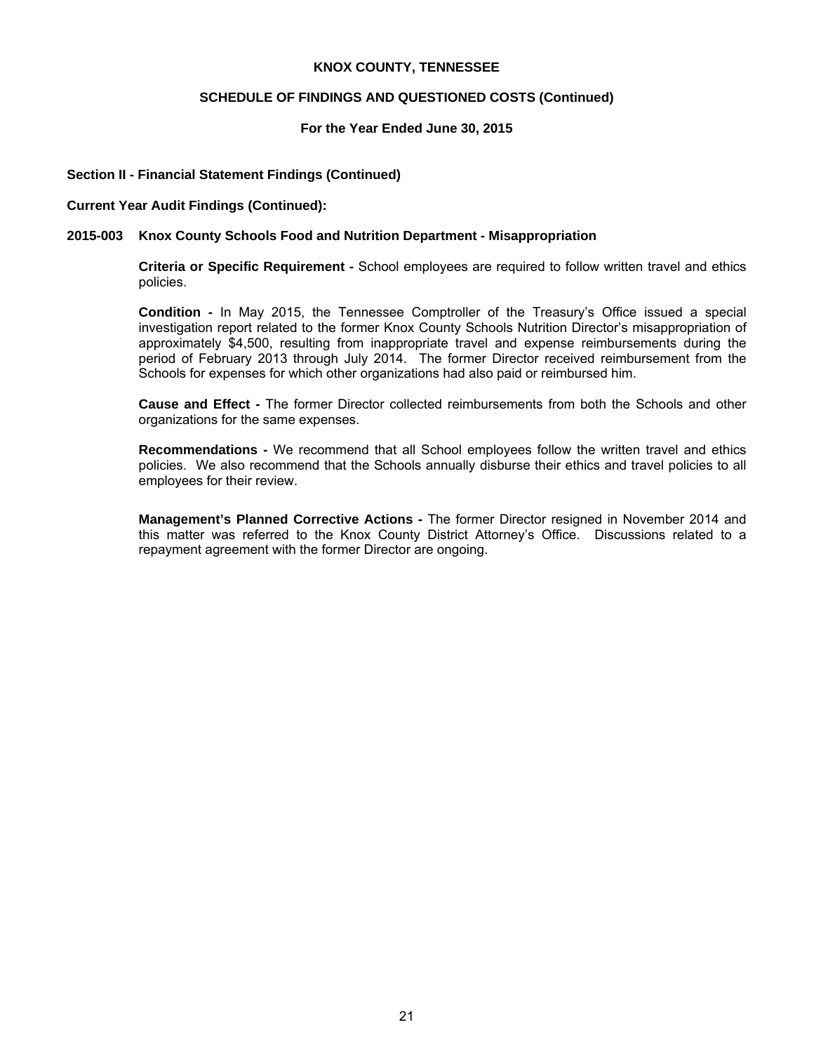**KNOX COUNTY, TENNESSEE**

**SCHEDULE OF FINDINGS AND QUESTIONED COSTS (Continued)**

**For the Year Ended June 30, 2015**

**Section II - Financial Statement Findings (Continued)**

**Current Year Audit Findings (Continued):**

**2015-003 Knox County Schools Food and Nutrition Department - Misappropriation**

**Criteria or Specific Requirement -** School employees are required to follow written travel and ethics policies.

**Condition -** In May 2015, the Tennessee Comptroller of the Treasury's Office issued a special investigation report related to the former Knox County Schools Nutrition Director's misappropriation of approximately $4,500, resulting from inappropriate travel and expense reimbursements during the period of February 2013 through July 2014. The former Director received reimbursement from the Schools for expenses for which other organizations had also paid or reimbursed him.

**Cause and Effect -** The former Director collected reimbursements from both the Schools and other organizations for the same expenses.

**Recommendations -** We recommend that all School employees follow the written travel and ethics policies. We also recommend that the Schools annually disburse their ethics and travel policies to all employees for their review.

**Management's Planned Corrective Actions -** The former Director resigned in November 2014 and this matter was referred to the Knox County District Attorney's Office. Discussions related to a repayment agreement with the former Director are ongoing.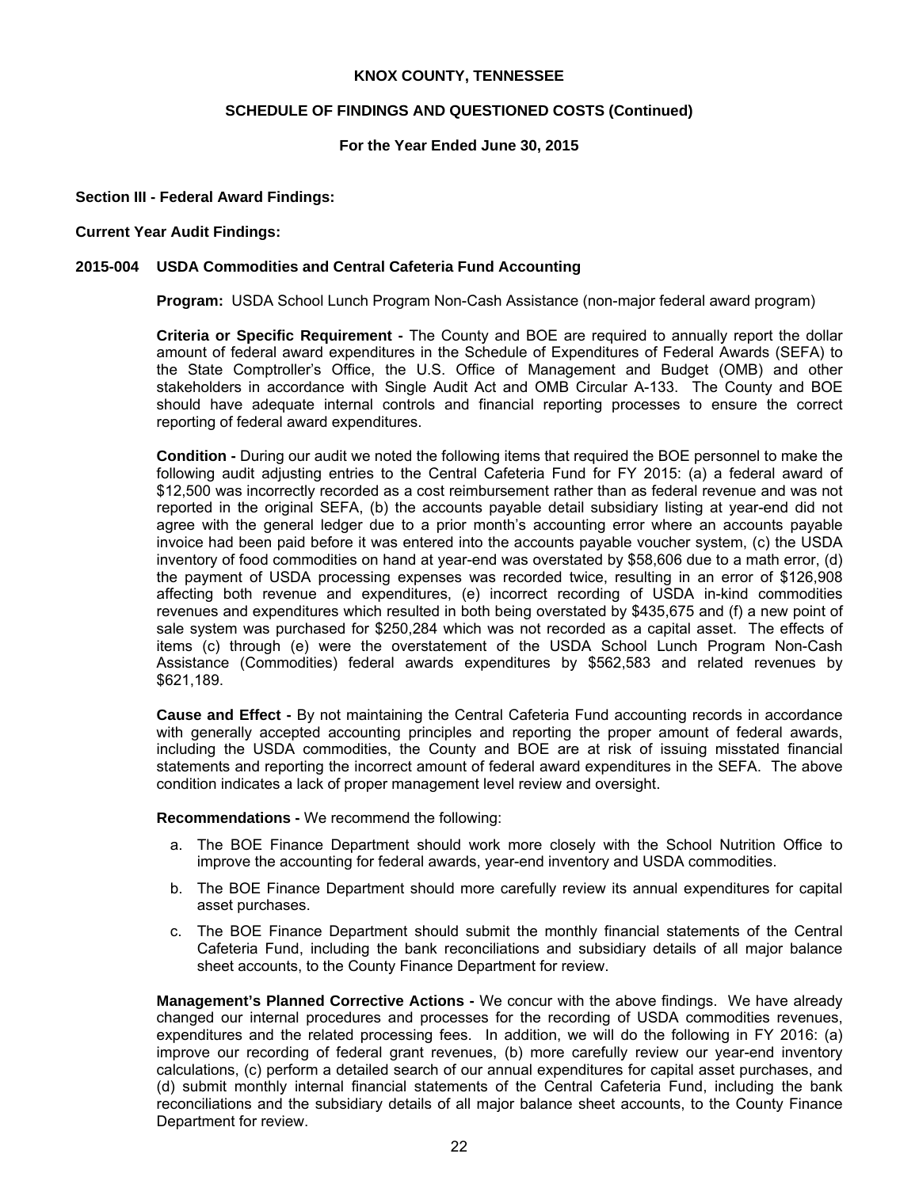# KNOX COUNTY, TENNESSEE

## SCHEDULE OF FINDINGS AND QUESTIONED COSTS (Continued)

### For the Year Ended June 30, 2015

**Section III - Federal Award Findings:**

**Current Year Audit Findings:**

**2015-004 USDA Commodities and Central Cafeteria Fund Accounting**

**Program:** USDA School Lunch Program Non-Cash Assistance (non-major federal award program)

**Criteria or Specific Requirement -** The County and BOE are required to annually report the dollar amount of federal award expenditures in the Schedule of Expenditures of Federal Awards (SEFA) to the State Comptroller's Office, the U.S. Office of Management and Budget (OMB) and other stakeholders in accordance with Single Audit Act and OMB Circular A-133. The County and BOE should have adequate internal controls and financial reporting processes to ensure the correct reporting of federal award expenditures.

**Condition -** During our audit we noted the following items that required the BOE personnel to make the following audit adjusting entries to the Central Cafeteria Fund for FY 2015: (a) a federal award of $12,500 was incorrectly recorded as a cost reimbursement rather than as federal revenue and was not reported in the original SEFA, (b) the accounts payable detail subsidiary listing at year-end did not agree with the general ledger due to a prior month's accounting error where an accounts payable invoice had been paid before it was entered into the accounts payable voucher system, (c) the USDA inventory of food commodities on hand at year-end was overstated by $58,606 due to a math error, (d) the payment of USDA processing expenses was recorded twice, resulting in an error of $126,908 affecting both revenue and expenditures, (e) incorrect recording of USDA in-kind commodities revenues and expenditures which resulted in both being overstated by $435,675 and (f) a new point of sale system was purchased for $250,284 which was not recorded as a capital asset. The effects of items (c) through (e) were the overstatement of the USDA School Lunch Program Non-Cash Assistance (Commodities) federal awards expenditures by $562,583 and related revenues by $621,189.

**Cause and Effect -** By not maintaining the Central Cafeteria Fund accounting records in accordance with generally accepted accounting principles and reporting the proper amount of federal awards, including the USDA commodities, the County and BOE are at risk of issuing misstated financial statements and reporting the incorrect amount of federal award expenditures in the SEFA. The above condition indicates a lack of proper management level review and oversight.

**Recommendations -** We recommend the following:

a. The BOE Finance Department should work more closely with the School Nutrition Office to improve the accounting for federal awards, year-end inventory and USDA commodities.

b. The BOE Finance Department should more carefully review its annual expenditures for capital asset purchases.

c. The BOE Finance Department should submit the monthly financial statements of the Central Cafeteria Fund, including the bank reconciliations and subsidiary details of all major balance sheet accounts, to the County Finance Department for review.

**Management's Planned Corrective Actions -** We concur with the above findings. We have already changed our internal procedures and processes for the recording of USDA commodities revenues, expenditures and the related processing fees. In addition, we will do the following in FY 2016: (a) improve our recording of federal grant revenues, (b) more carefully review our year-end inventory calculations, (c) perform a detailed search of our annual expenditures for capital asset purchases, and (d) submit monthly internal financial statements of the Central Cafeteria Fund, including the bank reconciliations and the subsidiary details of all major balance sheet accounts, to the County Finance Department for review.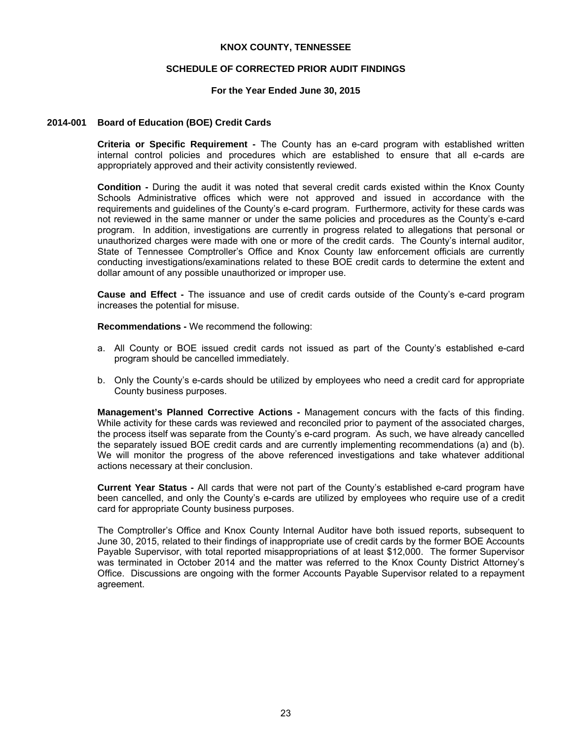# KNOX COUNTY, TENNESSEE

## SCHEDULE OF CORRECTED PRIOR AUDIT FINDINGS

### For the Year Ended June 30, 2015

### 2014-001 Board of Education (BOE) Credit Cards

**Criteria or Specific Requirement -** The County has an e-card program with established written internal control policies and procedures which are established to ensure that all e-cards are appropriately approved and their activity consistently reviewed.

**Condition -** During the audit it was noted that several credit cards existed within the Knox County Schools Administrative offices which were not approved and issued in accordance with the requirements and guidelines of the County's e-card program. Furthermore, activity for these cards was not reviewed in the same manner or under the same policies and procedures as the County's e-card program. In addition, investigations are currently in progress related to allegations that personal or unauthorized charges were made with one or more of the credit cards. The County's internal auditor, State of Tennessee Comptroller's Office and Knox County law enforcement officials are currently conducting investigations/examinations related to these BOE credit cards to determine the extent and dollar amount of any possible unauthorized or improper use.

**Cause and Effect -** The issuance and use of credit cards outside of the County's e-card program increases the potential for misuse.

**Recommendations -** We recommend the following:

a. All County or BOE issued credit cards not issued as part of the County's established e-card program should be cancelled immediately.

b. Only the County's e-cards should be utilized by employees who need a credit card for appropriate County business purposes.

**Management's Planned Corrective Actions -** Management concurs with the facts of this finding. While activity for these cards was reviewed and reconciled prior to payment of the associated charges, the process itself was separate from the County's e-card program. As such, we have already cancelled the separately issued BOE credit cards and are currently implementing recommendations (a) and (b). We will monitor the progress of the above referenced investigations and take whatever additional actions necessary at their conclusion.

**Current Year Status -** All cards that were not part of the County's established e-card program have been cancelled, and only the County's e-cards are utilized by employees who require use of a credit card for appropriate County business purposes.

The Comptroller's Office and Knox County Internal Auditor have both issued reports, subsequent to June 30, 2015, related to their findings of inappropriate use of credit cards by the former BOE Accounts Payable Supervisor, with total reported misappropriations of at least $12,000. The former Supervisor was terminated in October 2014 and the matter was referred to the Knox County District Attorney's Office. Discussions are ongoing with the former Accounts Payable Supervisor related to a repayment agreement.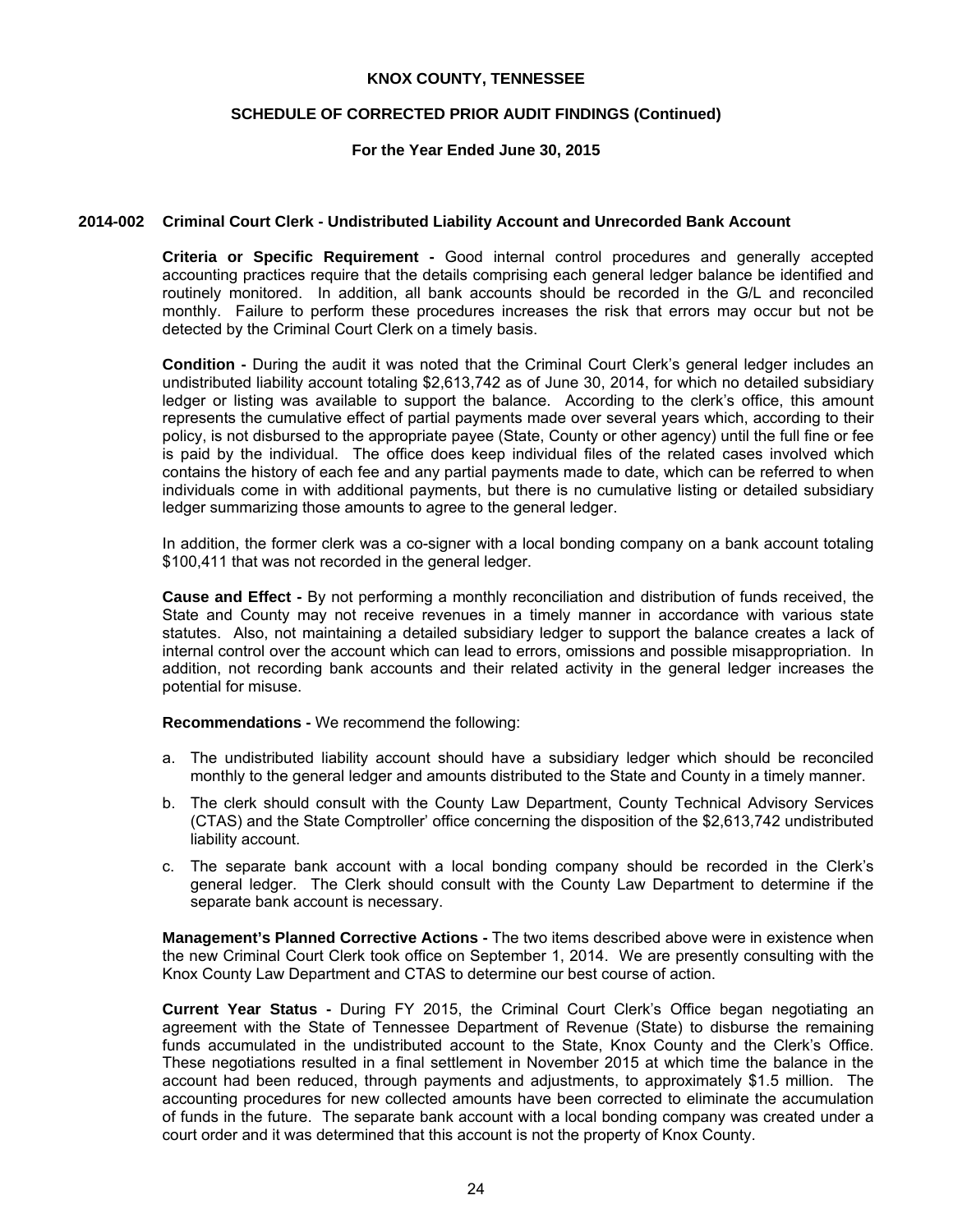# KNOX COUNTY, TENNESSEE

## SCHEDULE OF CORRECTED PRIOR AUDIT FINDINGS (Continued)

### For the Year Ended June 30, 2015

**2014-002 Criminal Court Clerk - Undistributed Liability Account and Unrecorded Bank Account**

**Criteria or Specific Requirement -** Good internal control procedures and generally accepted accounting practices require that the details comprising each general ledger balance be identified and routinely monitored. In addition, all bank accounts should be recorded in the G/L and reconciled monthly. Failure to perform these procedures increases the risk that errors may occur but not be detected by the Criminal Court Clerk on a timely basis.

**Condition -** During the audit it was noted that the Criminal Court Clerk's general ledger includes an undistributed liability account totaling $2,613,742 as of June 30, 2014, for which no detailed subsidiary ledger or listing was available to support the balance. According to the clerk's office, this amount represents the cumulative effect of partial payments made over several years which, according to their policy, is not disbursed to the appropriate payee (State, County or other agency) until the full fine or fee is paid by the individual. The office does keep individual files of the related cases involved which contains the history of each fee and any partial payments made to date, which can be referred to when individuals come in with additional payments, but there is no cumulative listing or detailed subsidiary ledger summarizing those amounts to agree to the general ledger.

In addition, the former clerk was a co-signer with a local bonding company on a bank account totaling $100,411 that was not recorded in the general ledger.

**Cause and Effect -** By not performing a monthly reconciliation and distribution of funds received, the State and County may not receive revenues in a timely manner in accordance with various state statutes. Also, not maintaining a detailed subsidiary ledger to support the balance creates a lack of internal control over the account which can lead to errors, omissions and possible misappropriation. In addition, not recording bank accounts and their related activity in the general ledger increases the potential for misuse.

**Recommendations -** We recommend the following:

a. The undistributed liability account should have a subsidiary ledger which should be reconciled monthly to the general ledger and amounts distributed to the State and County in a timely manner.

b. The clerk should consult with the County Law Department, County Technical Advisory Services (CTAS) and the State Comptroller' office concerning the disposition of the $2,613,742 undistributed liability account.

c. The separate bank account with a local bonding company should be recorded in the Clerk's general ledger. The Clerk should consult with the County Law Department to determine if the separate bank account is necessary.

**Management's Planned Corrective Actions -** The two items described above were in existence when the new Criminal Court Clerk took office on September 1, 2014. We are presently consulting with the Knox County Law Department and CTAS to determine our best course of action.

**Current Year Status -** During FY 2015, the Criminal Court Clerk's Office began negotiating an agreement with the State of Tennessee Department of Revenue (State) to disburse the remaining funds accumulated in the undistributed account to the State, Knox County and the Clerk's Office. These negotiations resulted in a final settlement in November 2015 at which time the balance in the account had been reduced, through payments and adjustments, to approximately $1.5 million. The accounting procedures for new collected amounts have been corrected to eliminate the accumulation of funds in the future. The separate bank account with a local bonding company was created under a court order and it was determined that this account is not the property of Knox County.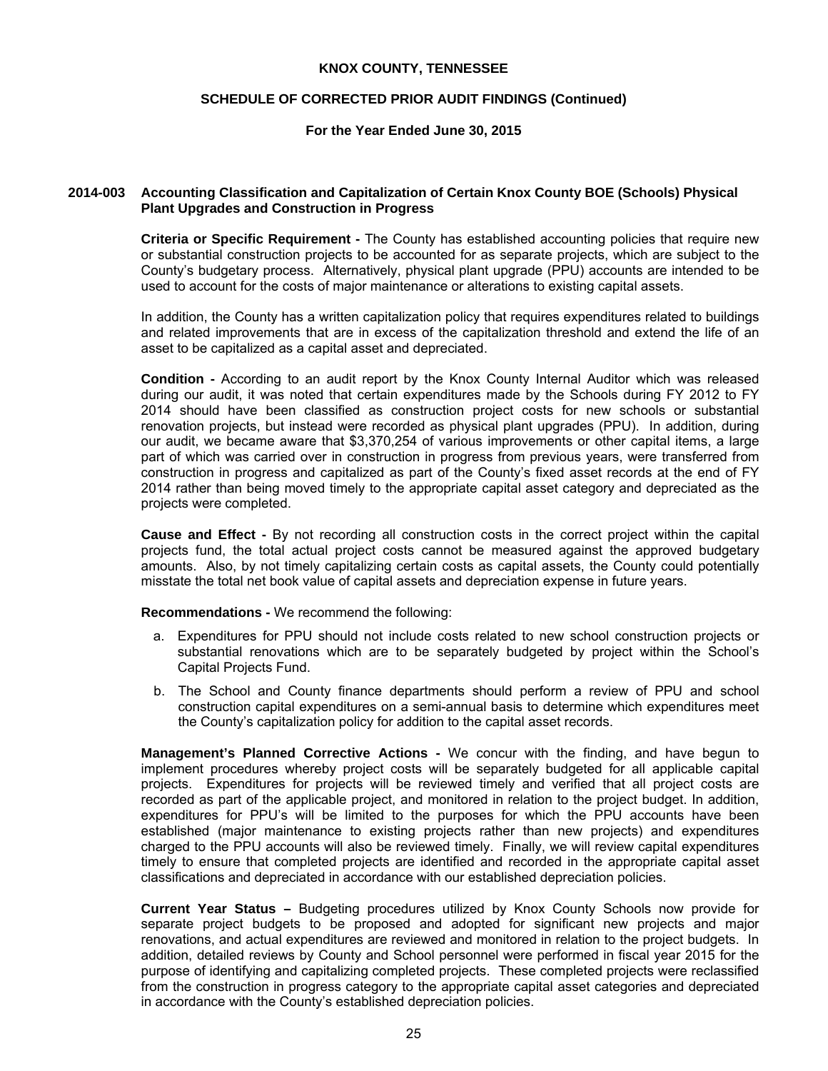# KNOX COUNTY, TENNESSEE

## SCHEDULE OF CORRECTED PRIOR AUDIT FINDINGS (Continued)

### For the Year Ended June 30, 2015

### 2014-003 Accounting Classification and Capitalization of Certain Knox County BOE (Schools) Physical Plant Upgrades and Construction in Progress

**Criteria or Specific Requirement -** The County has established accounting policies that require new or substantial construction projects to be accounted for as separate projects, which are subject to the County's budgetary process. Alternatively, physical plant upgrade (PPU) accounts are intended to be used to account for the costs of major maintenance or alterations to existing capital assets.

In addition, the County has a written capitalization policy that requires expenditures related to buildings and related improvements that are in excess of the capitalization threshold and extend the life of an asset to be capitalized as a capital asset and depreciated.

**Condition -** According to an audit report by the Knox County Internal Auditor which was released during our audit, it was noted that certain expenditures made by the Schools during FY 2012 to FY 2014 should have been classified as construction project costs for new schools or substantial renovation projects, but instead were recorded as physical plant upgrades (PPU). In addition, during our audit, we became aware that $3,370,254 of various improvements or other capital items, a large part of which was carried over in construction in progress from previous years, were transferred from construction in progress and capitalized as part of the County's fixed asset records at the end of FY 2014 rather than being moved timely to the appropriate capital asset category and depreciated as the projects were completed.

**Cause and Effect -** By not recording all construction costs in the correct project within the capital projects fund, the total actual project costs cannot be measured against the approved budgetary amounts. Also, by not timely capitalizing certain costs as capital assets, the County could potentially misstate the total net book value of capital assets and depreciation expense in future years.

**Recommendations -** We recommend the following:

a. Expenditures for PPU should not include costs related to new school construction projects or substantial renovations which are to be separately budgeted by project within the School's Capital Projects Fund.

b. The School and County finance departments should perform a review of PPU and school construction capital expenditures on a semi-annual basis to determine which expenditures meet the County's capitalization policy for addition to the capital asset records.

**Management's Planned Corrective Actions -** We concur with the finding, and have begun to implement procedures whereby project costs will be separately budgeted for all applicable capital projects. Expenditures for projects will be reviewed timely and verified that all project costs are recorded as part of the applicable project, and monitored in relation to the project budget. In addition, expenditures for PPU's will be limited to the purposes for which the PPU accounts have been established (major maintenance to existing projects rather than new projects) and expenditures charged to the PPU accounts will also be reviewed timely. Finally, we will review capital expenditures timely to ensure that completed projects are identified and recorded in the appropriate capital asset classifications and depreciated in accordance with our established depreciation policies.

**Current Year Status –** Budgeting procedures utilized by Knox County Schools now provide for separate project budgets to be proposed and adopted for significant new projects and major renovations, and actual expenditures are reviewed and monitored in relation to the project budgets. In addition, detailed reviews by County and School personnel were performed in fiscal year 2015 for the purpose of identifying and capitalizing completed projects. These completed projects were reclassified from the construction in progress category to the appropriate capital asset categories and depreciated in accordance with the County's established depreciation policies.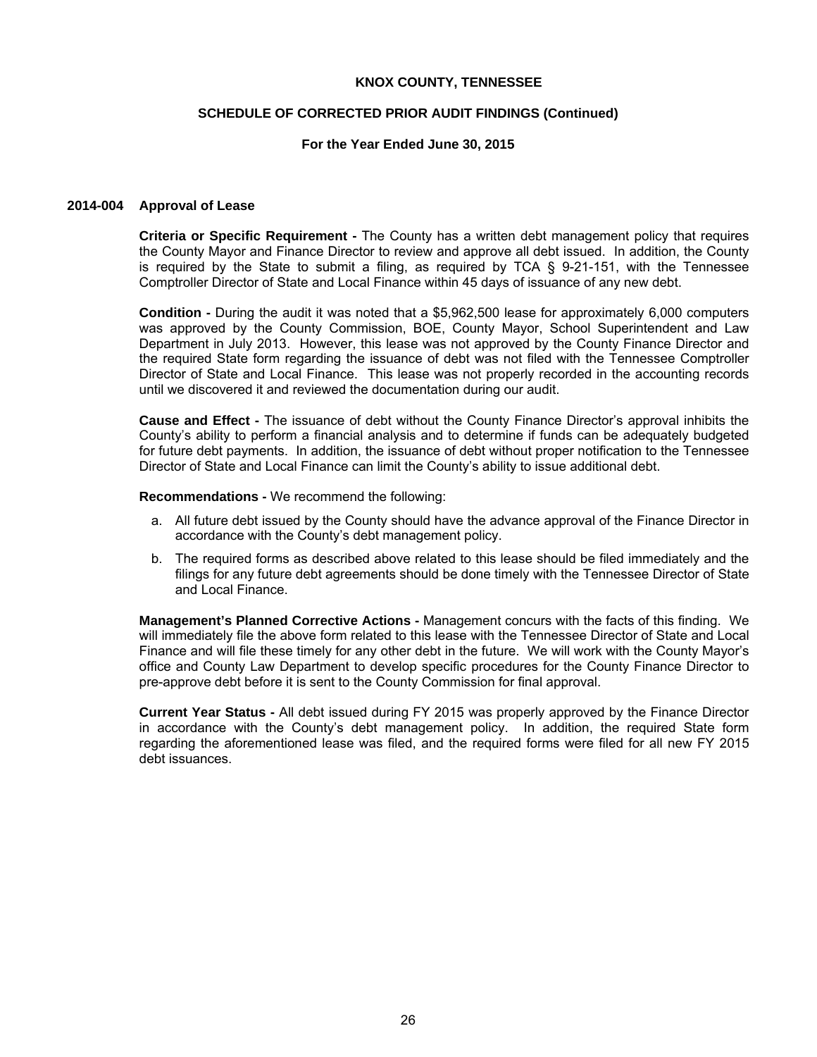**KNOX COUNTY, TENNESSEE**

**SCHEDULE OF CORRECTED PRIOR AUDIT FINDINGS (Continued)**

**For the Year Ended June 30, 2015**

## 2014-004 Approval of Lease

**Criteria or Specific Requirement -** The County has a written debt management policy that requires the County Mayor and Finance Director to review and approve all debt issued. In addition, the County is required by the State to submit a filing, as required by TCA § 9-21-151, with the Tennessee Comptroller Director of State and Local Finance within 45 days of issuance of any new debt.

**Condition -** During the audit it was noted that a $5,962,500 lease for approximately 6,000 computers was approved by the County Commission, BOE, County Mayor, School Superintendent and Law Department in July 2013. However, this lease was not approved by the County Finance Director and the required State form regarding the issuance of debt was not filed with the Tennessee Comptroller Director of State and Local Finance. This lease was not properly recorded in the accounting records until we discovered it and reviewed the documentation during our audit.

**Cause and Effect -** The issuance of debt without the County Finance Director's approval inhibits the County's ability to perform a financial analysis and to determine if funds can be adequately budgeted for future debt payments. In addition, the issuance of debt without proper notification to the Tennessee Director of State and Local Finance can limit the County's ability to issue additional debt.

**Recommendations -** We recommend the following:

a. All future debt issued by the County should have the advance approval of the Finance Director in accordance with the County's debt management policy.

b. The required forms as described above related to this lease should be filed immediately and the filings for any future debt agreements should be done timely with the Tennessee Director of State and Local Finance.

**Management's Planned Corrective Actions -** Management concurs with the facts of this finding. We will immediately file the above form related to this lease with the Tennessee Director of State and Local Finance and will file these timely for any other debt in the future. We will work with the County Mayor's office and County Law Department to develop specific procedures for the County Finance Director to pre-approve debt before it is sent to the County Commission for final approval.

**Current Year Status -** All debt issued during FY 2015 was properly approved by the Finance Director in accordance with the County's debt management policy. In addition, the required State form regarding the aforementioned lease was filed, and the required forms were filed for all new FY 2015 debt issuances.